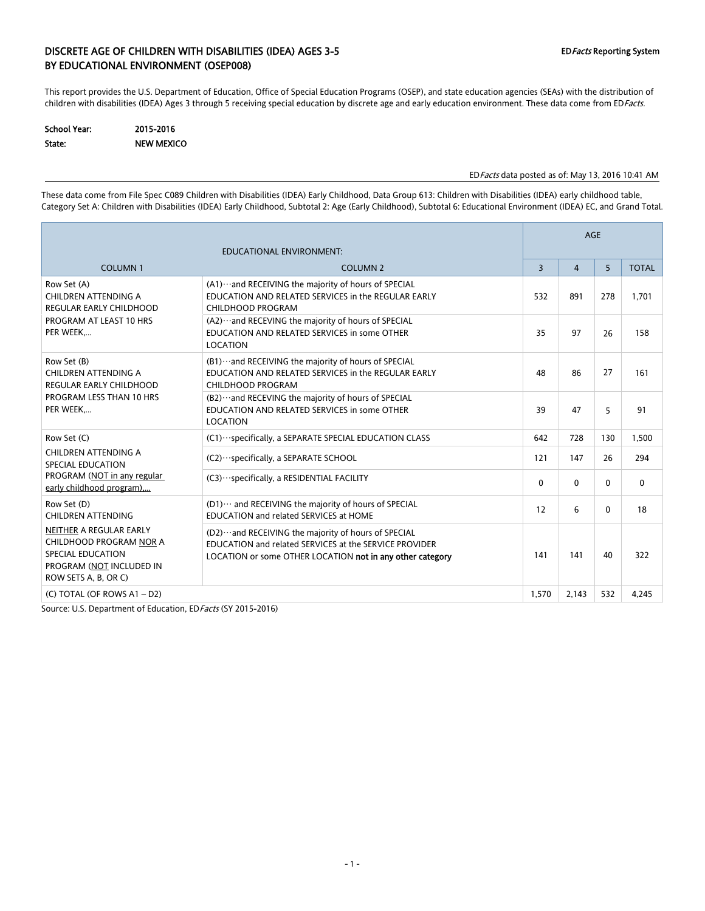## DISCRETE AGE OF CHILDREN WITH DISABILITIES (IDEA) AGES 3-5 BY EDUCATIONAL ENVIRONMENT (OSEP008)

ED*Facts* Reporting System

This report provides the U.S. Department of Education, Office of Special Education Programs (OSEP), and state education agencies (SEAs) with the distribution of children with disabilities (IDEA) Ages 3 through 5 receiving special education by discrete age and early education environment. These data come from ED*Facts*.

**School Year:** 2015-2016
**State:** NEW MEXICO

ED*Facts* data posted as of: May 13, 2016 10:41 AM

These data come from File Spec C089 Children with Disabilities (IDEA) Early Childhood, Data Group 613: Children with Disabilities (IDEA) early childhood table, Category Set A: Children with Disabilities (IDEA) Early Childhood, Subtotal 2: Age (Early Childhood), Subtotal 6: Educational Environment (IDEA) EC, and Grand Total.

| EDUCATIONAL ENVIRONMENT: | | AGE | | | |
|---|---|---|---|---|---|
| COLUMN 1 | COLUMN 2 | 3 | 4 | 5 | TOTAL |
| Row Set (A) CHILDREN ATTENDING A REGULAR EARLY CHILDHOOD PROGRAM AT LEAST 10 HRS PER WEEK,... | (A1)···and RECEIVING the majority of hours of SPECIAL EDUCATION AND RELATED SERVICES in the REGULAR EARLY CHILDHOOD PROGRAM | 532 | 891 | 278 | 1,701 |
| | (A2)···and RECEVING the majority of hours of SPECIAL EDUCATION AND RELATED SERVICES in some OTHER LOCATION | 35 | 97 | 26 | 158 |
| Row Set (B) CHILDREN ATTENDING A REGULAR EARLY CHILDHOOD PROGRAM LESS THAN 10 HRS PER WEEK,... | (B1)···and RECEIVING the majority of hours of SPECIAL EDUCATION AND RELATED SERVICES in the REGULAR EARLY CHILDHOOD PROGRAM | 48 | 86 | 27 | 161 |
| | (B2)···and RECEVING the majority of hours of SPECIAL EDUCATION AND RELATED SERVICES in some OTHER LOCATION | 39 | 47 | 5 | 91 |
| Row Set (C) CHILDREN ATTENDING A SPECIAL EDUCATION PROGRAM (NOT in any regular early childhood program),... | (C1)···specifically, a SEPARATE SPECIAL EDUCATION CLASS | 642 | 728 | 130 | 1,500 |
| | (C2)···specifically, a SEPARATE SCHOOL | 121 | 147 | 26 | 294 |
| | (C3)···specifically, a RESIDENTIAL FACILITY | 0 | 0 | 0 | 0 |
| Row Set (D) CHILDREN ATTENDING NEITHER A REGULAR EARLY CHILDHOOD PROGRAM NOR A SPECIAL EDUCATION PROGRAM (NOT INCLUDED IN ROW SETS A, B, OR C) | (D1)··· and RECEIVING the majority of hours of SPECIAL EDUCATION and related SERVICES at HOME | 12 | 6 | 0 | 18 |
| | (D2)···and RECEIVING the majority of hours of SPECIAL EDUCATION and related SERVICES at the SERVICE PROVIDER LOCATION or some OTHER LOCATION **not in any other category** | 141 | 141 | 40 | 322 |
| (C) TOTAL (OF ROWS A1 – D2) | | 1,570 | 2,143 | 532 | 4,245 |

Source: U.S. Department of Education, ED*Facts* (SY 2015-2016)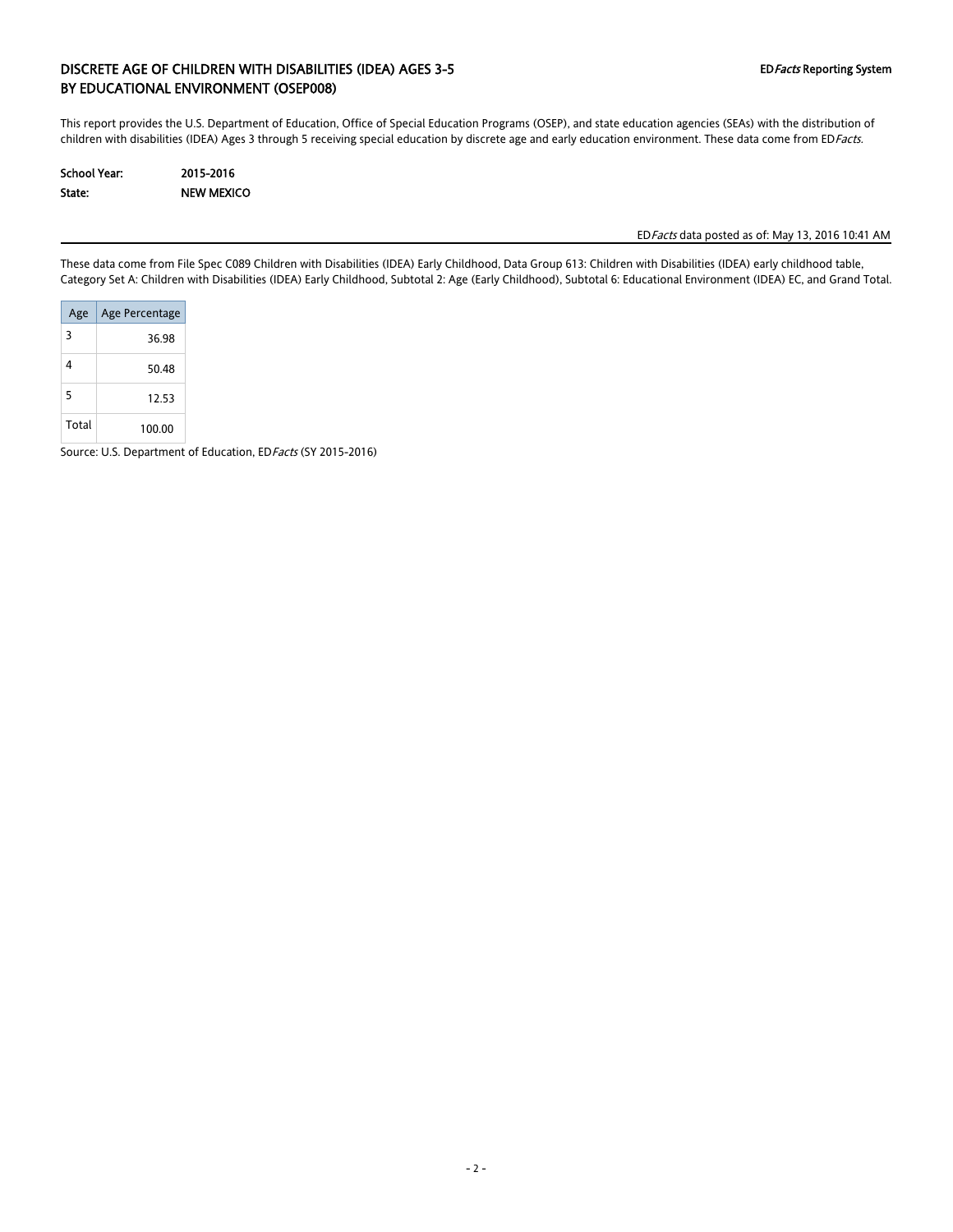# DISCRETE AGE OF CHILDREN WITH DISABILITIES (IDEA) AGES 3-5 BY EDUCATIONAL ENVIRONMENT (OSEP008)

**ED*Facts* Reporting System**

This report provides the U.S. Department of Education, Office of Special Education Programs (OSEP), and state education agencies (SEAs) with the distribution of children with disabilities (IDEA) Ages 3 through 5 receiving special education by discrete age and early education environment. These data come from ED*Facts*.

**School Year:** **2015-2016**
**State:** **NEW MEXICO**

ED*Facts* data posted as of: May 13, 2016 10:41 AM

These data come from File Spec C089 Children with Disabilities (IDEA) Early Childhood, Data Group 613: Children with Disabilities (IDEA) early childhood table, Category Set A: Children with Disabilities (IDEA) Early Childhood, Subtotal 2: Age (Early Childhood), Subtotal 6: Educational Environment (IDEA) EC, and Grand Total.

| Age | Age Percentage |
|---|---|
| 3 | 36.98 |
| 4 | 50.48 |
| 5 | 12.53 |
| Total | 100.00 |

Source: U.S. Department of Education, ED*Facts* (SY 2015-2016)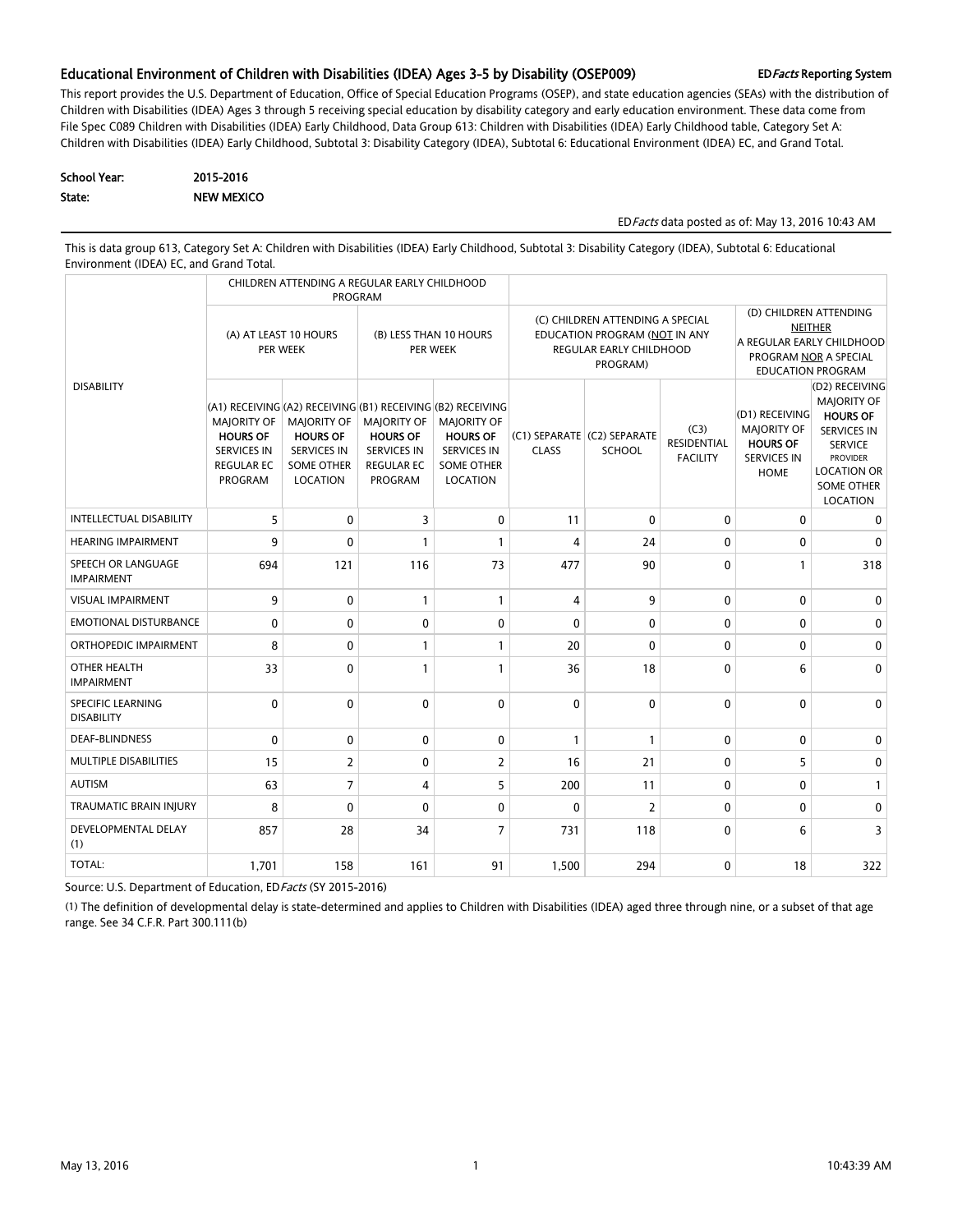## Educational Environment of Children with Disabilities (IDEA) Ages 3-5 by Disability (OSEP009)

ED*Facts* Reporting System

This report provides the U.S. Department of Education, Office of Special Education Programs (OSEP), and state education agencies (SEAs) with the distribution of Children with Disabilities (IDEA) Ages 3 through 5 receiving special education by disability category and early education environment. These data come from File Spec C089 Children with Disabilities (IDEA) Early Childhood, Data Group 613: Children with Disabilities (IDEA) Early Childhood table, Category Set A: Children with Disabilities (IDEA) Early Childhood, Subtotal 3: Disability Category (IDEA), Subtotal 6: Educational Environment (IDEA) EC, and Grand Total.

**School Year:** 2015-2016

**State:** NEW MEXICO

ED*Facts* data posted as of: May 13, 2016 10:43 AM

This is data group 613, Category Set A: Children with Disabilities (IDEA) Early Childhood, Subtotal 3: Disability Category (IDEA), Subtotal 6: Educational Environment (IDEA) EC, and Grand Total.

| DISABILITY | CHILDREN ATTENDING A REGULAR EARLY CHILDHOOD PROGRAM | | | | | | | | |
|---|---|---|---|---|---|---|---|---|---|
| | (A) AT LEAST 10 HOURS PER WEEK | | (B) LESS THAN 10 HOURS PER WEEK | | (C) CHILDREN ATTENDING A SPECIAL EDUCATION PROGRAM (NOT IN ANY REGULAR EARLY CHILDHOOD PROGRAM) | | | (D) CHILDREN ATTENDING NEITHER A REGULAR EARLY CHILDHOOD PROGRAM NOR A SPECIAL EDUCATION PROGRAM | |
| | (A1) RECEIVING MAJORITY OF **HOURS OF** SERVICES IN REGULAR EC PROGRAM | (A2) RECEIVING MAJORITY OF **HOURS OF** SERVICES IN SOME OTHER LOCATION | (B1) RECEIVING MAJORITY OF **HOURS OF** SERVICES IN REGULAR EC PROGRAM | (B2) RECEIVING MAJORITY OF **HOURS OF** SERVICES IN SOME OTHER LOCATION | (C1) SEPARATE CLASS | (C2) SEPARATE SCHOOL | (C3) RESIDENTIAL FACILITY | (D1) RECEIVING MAJORITY OF **HOURS OF** SERVICES IN HOME | (D2) RECEIVING MAJORITY OF **HOURS OF** SERVICES IN SERVICE PROVIDER LOCATION OR SOME OTHER LOCATION |
| INTELLECTUAL DISABILITY | 5 | 0 | 3 | 0 | 11 | 0 | 0 | 0 | 0 |
| HEARING IMPAIRMENT | 9 | 0 | 1 | 1 | 4 | 24 | 0 | 0 | 0 |
| SPEECH OR LANGUAGE IMPAIRMENT | 694 | 121 | 116 | 73 | 477 | 90 | 0 | 1 | 318 |
| VISUAL IMPAIRMENT | 9 | 0 | 1 | 1 | 4 | 9 | 0 | 0 | 0 |
| EMOTIONAL DISTURBANCE | 0 | 0 | 0 | 0 | 0 | 0 | 0 | 0 | 0 |
| ORTHOPEDIC IMPAIRMENT | 8 | 0 | 1 | 1 | 20 | 0 | 0 | 0 | 0 |
| OTHER HEALTH IMPAIRMENT | 33 | 0 | 1 | 1 | 36 | 18 | 0 | 6 | 0 |
| SPECIFIC LEARNING DISABILITY | 0 | 0 | 0 | 0 | 0 | 0 | 0 | 0 | 0 |
| DEAF-BLINDNESS | 0 | 0 | 0 | 0 | 1 | 1 | 0 | 0 | 0 |
| MULTIPLE DISABILITIES | 15 | 2 | 0 | 2 | 16 | 21 | 0 | 5 | 0 |
| AUTISM | 63 | 7 | 4 | 5 | 200 | 11 | 0 | 0 | 1 |
| TRAUMATIC BRAIN INJURY | 8 | 0 | 0 | 0 | 0 | 2 | 0 | 0 | 0 |
| DEVELOPMENTAL DELAY (1) | 857 | 28 | 34 | 7 | 731 | 118 | 0 | 6 | 3 |
| TOTAL: | 1,701 | 158 | 161 | 91 | 1,500 | 294 | 0 | 18 | 322 |

Source: U.S. Department of Education, ED*Facts* (SY 2015-2016)

(1) The definition of developmental delay is state-determined and applies to Children with Disabilities (IDEA) aged three through nine, or a subset of that age range. See 34 C.F.R. Part 300.111(b)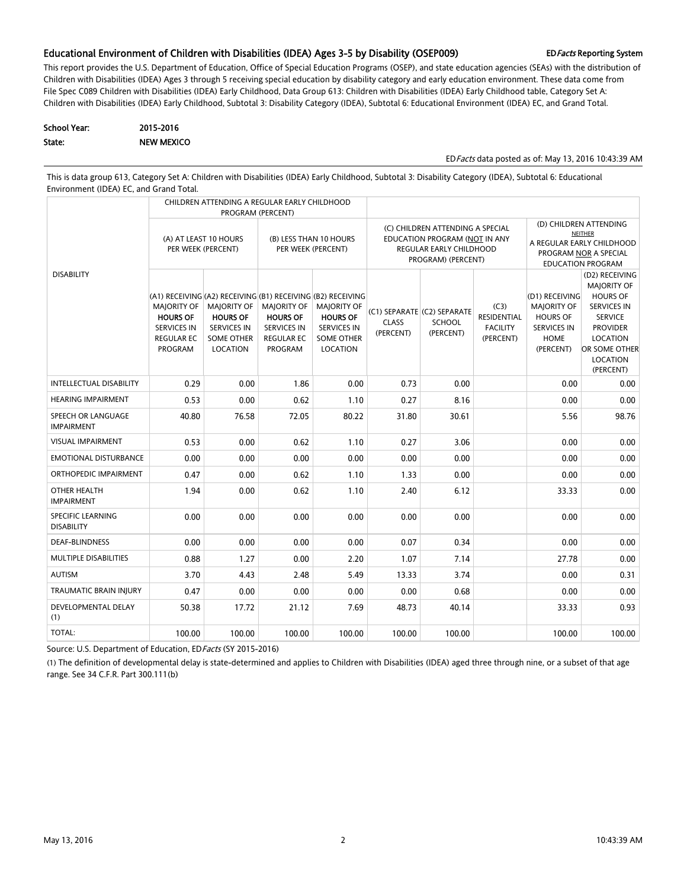## Educational Environment of Children with Disabilities (IDEA) Ages 3-5 by Disability (OSEP009)

**ED*Facts* Reporting System**

This report provides the U.S. Department of Education, Office of Special Education Programs (OSEP), and state education agencies (SEAs) with the distribution of Children with Disabilities (IDEA) Ages 3 through 5 receiving special education by disability category and early education environment. These data come from File Spec C089 Children with Disabilities (IDEA) Early Childhood, Data Group 613: Children with Disabilities (IDEA) Early Childhood table, Category Set A: Children with Disabilities (IDEA) Early Childhood, Subtotal 3: Disability Category (IDEA), Subtotal 6: Educational Environment (IDEA) EC, and Grand Total.

**School Year:** 2015-2016

**State:** NEW MEXICO

ED*Facts* data posted as of: May 13, 2016 10:43:39 AM

This is data group 613, Category Set A: Children with Disabilities (IDEA) Early Childhood, Subtotal 3: Disability Category (IDEA), Subtotal 6: Educational Environment (IDEA) EC, and Grand Total.

| DISABILITY | CHILDREN ATTENDING A REGULAR EARLY CHILDHOOD PROGRAM (PERCENT) | | | | | | | | |
|---|---|---|---|---|---|---|---|---|---|
| | (A) AT LEAST 10 HOURS PER WEEK (PERCENT) | | (B) LESS THAN 10 HOURS PER WEEK (PERCENT) | | (C) CHILDREN ATTENDING A SPECIAL EDUCATION PROGRAM (NOT IN ANY REGULAR EARLY CHILDHOOD PROGRAM) (PERCENT) | | | (D) CHILDREN ATTENDING NEITHER A REGULAR EARLY CHILDHOOD PROGRAM NOR A SPECIAL EDUCATION PROGRAM | |
| | (A1) RECEIVING MAJORITY OF **HOURS OF** SERVICES IN REGULAR EC PROGRAM | (A2) RECEIVING MAJORITY OF **HOURS OF** SERVICES IN SOME OTHER LOCATION | (B1) RECEIVING MAJORITY OF **HOURS OF** SERVICES IN REGULAR EC PROGRAM | (B2) RECEIVING MAJORITY OF **HOURS OF** SERVICES IN SOME OTHER LOCATION | (C1) SEPARATE CLASS (PERCENT) | (C2) SEPARATE SCHOOL (PERCENT) | (C3) RESIDENTIAL FACILITY (PERCENT) | (D1) RECEIVING MAJORITY OF HOURS OF SERVICES IN HOME (PERCENT) | (D2) RECEIVING MAJORITY OF HOURS OF SERVICES IN SERVICE PROVIDER LOCATION OR SOME OTHER LOCATION (PERCENT) |
| INTELLECTUAL DISABILITY | 0.29 | 0.00 | 1.86 | 0.00 | 0.73 | 0.00 | | 0.00 | 0.00 |
| HEARING IMPAIRMENT | 0.53 | 0.00 | 0.62 | 1.10 | 0.27 | 8.16 | | 0.00 | 0.00 |
| SPEECH OR LANGUAGE IMPAIRMENT | 40.80 | 76.58 | 72.05 | 80.22 | 31.80 | 30.61 | | 5.56 | 98.76 |
| VISUAL IMPAIRMENT | 0.53 | 0.00 | 0.62 | 1.10 | 0.27 | 3.06 | | 0.00 | 0.00 |
| EMOTIONAL DISTURBANCE | 0.00 | 0.00 | 0.00 | 0.00 | 0.00 | 0.00 | | 0.00 | 0.00 |
| ORTHOPEDIC IMPAIRMENT | 0.47 | 0.00 | 0.62 | 1.10 | 1.33 | 0.00 | | 0.00 | 0.00 |
| OTHER HEALTH IMPAIRMENT | 1.94 | 0.00 | 0.62 | 1.10 | 2.40 | 6.12 | | 33.33 | 0.00 |
| SPECIFIC LEARNING DISABILITY | 0.00 | 0.00 | 0.00 | 0.00 | 0.00 | 0.00 | | 0.00 | 0.00 |
| DEAF-BLINDNESS | 0.00 | 0.00 | 0.00 | 0.00 | 0.07 | 0.34 | | 0.00 | 0.00 |
| MULTIPLE DISABILITIES | 0.88 | 1.27 | 0.00 | 2.20 | 1.07 | 7.14 | | 27.78 | 0.00 |
| AUTISM | 3.70 | 4.43 | 2.48 | 5.49 | 13.33 | 3.74 | | 0.00 | 0.31 |
| TRAUMATIC BRAIN INJURY | 0.47 | 0.00 | 0.00 | 0.00 | 0.00 | 0.68 | | 0.00 | 0.00 |
| DEVELOPMENTAL DELAY (1) | 50.38 | 17.72 | 21.12 | 7.69 | 48.73 | 40.14 | | 33.33 | 0.93 |
| TOTAL: | 100.00 | 100.00 | 100.00 | 100.00 | 100.00 | 100.00 | | 100.00 | 100.00 |

Source: U.S. Department of Education, ED*Facts* (SY 2015-2016)

(1) The definition of developmental delay is state-determined and applies to Children with Disabilities (IDEA) aged three through nine, or a subset of that age range. See 34 C.F.R. Part 300.111(b)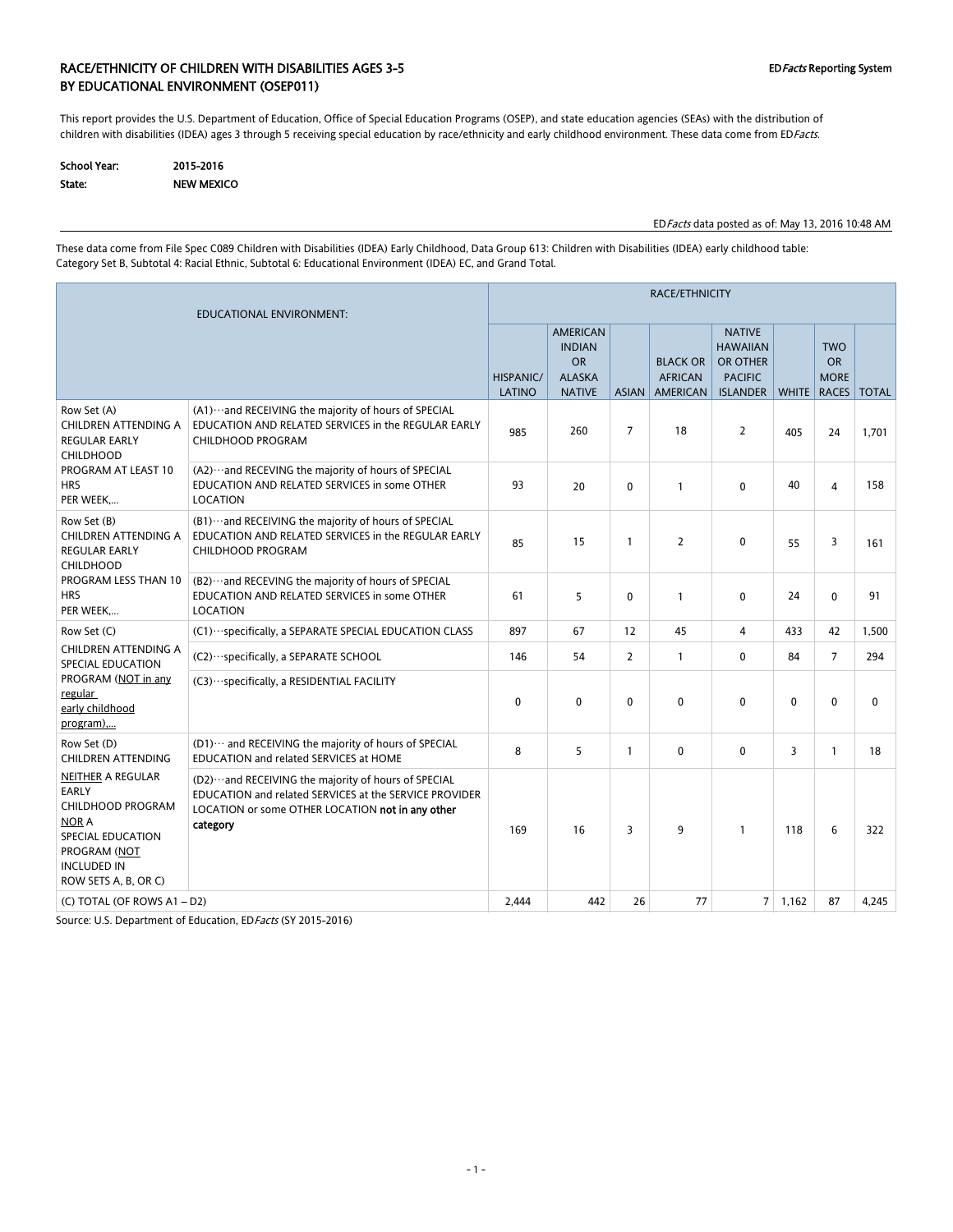# RACE/ETHNICITY OF CHILDREN WITH DISABILITIES AGES 3-5 BY EDUCATIONAL ENVIRONMENT (OSEP011)

ED*Facts* Reporting System

This report provides the U.S. Department of Education, Office of Special Education Programs (OSEP), and state education agencies (SEAs) with the distribution of children with disabilities (IDEA) ages 3 through 5 receiving special education by race/ethnicity and early childhood environment. These data come from ED*Facts*.

**School Year:** 2015-2016
**State:** NEW MEXICO

ED*Facts* data posted as of: May 13, 2016 10:48 AM

These data come from File Spec C089 Children with Disabilities (IDEA) Early Childhood, Data Group 613: Children with Disabilities (IDEA) early childhood table: Category Set B, Subtotal 4: Racial Ethnic, Subtotal 6: Educational Environment (IDEA) EC, and Grand Total.

| EDUCATIONAL ENVIRONMENT: | | RACE/ETHNICITY | | | | | | | |
|---|---|---|---|---|---|---|---|---|---|
| | | HISPANIC/ LATINO | AMERICAN INDIAN OR ALASKA NATIVE | ASIAN | BLACK OR AFRICAN AMERICAN | NATIVE HAWAIIAN OR OTHER PACIFIC ISLANDER | WHITE | TWO OR MORE RACES | TOTAL |
| Row Set (A) CHILDREN ATTENDING A REGULAR EARLY CHILDHOOD PROGRAM AT LEAST 10 HRS PER WEEK,... | (A1)···and RECEIVING the majority of hours of SPECIAL EDUCATION AND RELATED SERVICES in the REGULAR EARLY CHILDHOOD PROGRAM | 985 | 260 | 7 | 18 | 2 | 405 | 24 | 1,701 |
| | (A2)···and RECEVING the majority of hours of SPECIAL EDUCATION AND RELATED SERVICES in some OTHER LOCATION | 93 | 20 | 0 | 1 | 0 | 40 | 4 | 158 |
| Row Set (B) CHILDREN ATTENDING A REGULAR EARLY CHILDHOOD PROGRAM LESS THAN 10 HRS PER WEEK,... | (B1)···and RECEIVING the majority of hours of SPECIAL EDUCATION AND RELATED SERVICES in the REGULAR EARLY CHILDHOOD PROGRAM | 85 | 15 | 1 | 2 | 0 | 55 | 3 | 161 |
| | (B2)···and RECEVING the majority of hours of SPECIAL EDUCATION AND RELATED SERVICES in some OTHER LOCATION | 61 | 5 | 0 | 1 | 0 | 24 | 0 | 91 |
| Row Set (C) CHILDREN ATTENDING A SPECIAL EDUCATION PROGRAM (NOT in any regular early childhood program),... | (C1)···specifically, a SEPARATE SPECIAL EDUCATION CLASS | 897 | 67 | 12 | 45 | 4 | 433 | 42 | 1,500 |
| | (C2)···specifically, a SEPARATE SCHOOL | 146 | 54 | 2 | 1 | 0 | 84 | 7 | 294 |
| | (C3)···specifically, a RESIDENTIAL FACILITY | 0 | 0 | 0 | 0 | 0 | 0 | 0 | 0 |
| Row Set (D) CHILDREN ATTENDING NEITHER A REGULAR EARLY CHILDHOOD PROGRAM NOR A SPECIAL EDUCATION PROGRAM (NOT INCLUDED IN ROW SETS A, B, OR C) | (D1)··· and RECEIVING the majority of hours of SPECIAL EDUCATION and related SERVICES at HOME | 8 | 5 | 1 | 0 | 0 | 3 | 1 | 18 |
| | (D2)···and RECEIVING the majority of hours of SPECIAL EDUCATION and related SERVICES at the SERVICE PROVIDER LOCATION or some OTHER LOCATION **not in any other category** | 169 | 16 | 3 | 9 | 1 | 118 | 6 | 322 |
| (C) TOTAL (OF ROWS A1 – D2) | | 2,444 | 442 | 26 | 77 | 7 | 1,162 | 87 | 4,245 |

Source: U.S. Department of Education, ED*Facts* (SY 2015-2016)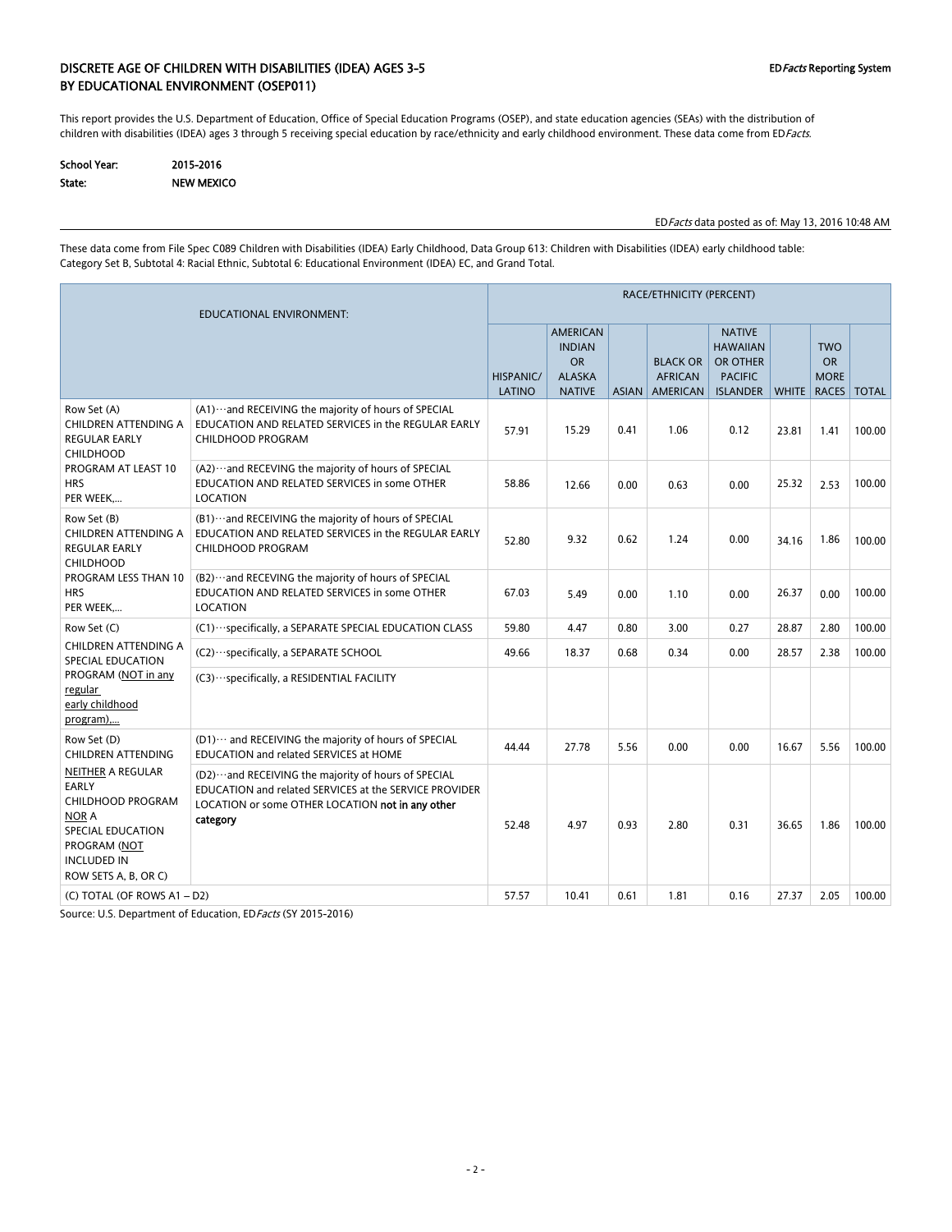## DISCRETE AGE OF CHILDREN WITH DISABILITIES (IDEA) AGES 3-5 BY EDUCATIONAL ENVIRONMENT (OSEP011)

ED*Facts* Reporting System

This report provides the U.S. Department of Education, Office of Special Education Programs (OSEP), and state education agencies (SEAs) with the distribution of children with disabilities (IDEA) ages 3 through 5 receiving special education by race/ethnicity and early childhood environment. These data come from ED*Facts*.

**School Year:** 2015-2016
**State:** NEW MEXICO

ED*Facts* data posted as of: May 13, 2016 10:48 AM

These data come from File Spec C089 Children with Disabilities (IDEA) Early Childhood, Data Group 613: Children with Disabilities (IDEA) early childhood table: Category Set B, Subtotal 4: Racial Ethnic, Subtotal 6: Educational Environment (IDEA) EC, and Grand Total.

| EDUCATIONAL ENVIRONMENT: | | RACE/ETHNICITY (PERCENT) | | | | | | | |
|---|---|---|---|---|---|---|---|---|---|
| | | HISPANIC/ LATINO | AMERICAN INDIAN OR ALASKA NATIVE | ASIAN | BLACK OR AFRICAN AMERICAN | NATIVE HAWAIIAN OR OTHER PACIFIC ISLANDER | WHITE | TWO OR MORE RACES | TOTAL |
| Row Set (A) CHILDREN ATTENDING A REGULAR EARLY CHILDHOOD PROGRAM AT LEAST 10 HRS PER WEEK,... | (A1)···and RECEIVING the majority of hours of SPECIAL EDUCATION AND RELATED SERVICES in the REGULAR EARLY CHILDHOOD PROGRAM | 57.91 | 15.29 | 0.41 | 1.06 | 0.12 | 23.81 | 1.41 | 100.00 |
| | (A2)···and RECEVING the majority of hours of SPECIAL EDUCATION AND RELATED SERVICES in some OTHER LOCATION | 58.86 | 12.66 | 0.00 | 0.63 | 0.00 | 25.32 | 2.53 | 100.00 |
| Row Set (B) CHILDREN ATTENDING A REGULAR EARLY CHILDHOOD PROGRAM LESS THAN 10 HRS PER WEEK,... | (B1)···and RECEIVING the majority of hours of SPECIAL EDUCATION AND RELATED SERVICES in the REGULAR EARLY CHILDHOOD PROGRAM | 52.80 | 9.32 | 0.62 | 1.24 | 0.00 | 34.16 | 1.86 | 100.00 |
| | (B2)···and RECEVING the majority of hours of SPECIAL EDUCATION AND RELATED SERVICES in some OTHER LOCATION | 67.03 | 5.49 | 0.00 | 1.10 | 0.00 | 26.37 | 0.00 | 100.00 |
| Row Set (C) CHILDREN ATTENDING A SPECIAL EDUCATION PROGRAM (NOT in any regular early childhood program),... | (C1)···specifically, a SEPARATE SPECIAL EDUCATION CLASS | 59.80 | 4.47 | 0.80 | 3.00 | 0.27 | 28.87 | 2.80 | 100.00 |
| | (C2)···specifically, a SEPARATE SCHOOL | 49.66 | 18.37 | 0.68 | 0.34 | 0.00 | 28.57 | 2.38 | 100.00 |
| | (C3)···specifically, a RESIDENTIAL FACILITY | | | | | | | | |
| Row Set (D) CHILDREN ATTENDING NEITHER A REGULAR EARLY CHILDHOOD PROGRAM NOR A SPECIAL EDUCATION PROGRAM (NOT INCLUDED IN ROW SETS A, B, OR C) | (D1)··· and RECEIVING the majority of hours of SPECIAL EDUCATION and related SERVICES at HOME | 44.44 | 27.78 | 5.56 | 0.00 | 0.00 | 16.67 | 5.56 | 100.00 |
| | (D2)···and RECEIVING the majority of hours of SPECIAL EDUCATION and related SERVICES at the SERVICE PROVIDER LOCATION or some OTHER LOCATION **not in any other category** | 52.48 | 4.97 | 0.93 | 2.80 | 0.31 | 36.65 | 1.86 | 100.00 |
| (C) TOTAL (OF ROWS A1 – D2) | | 57.57 | 10.41 | 0.61 | 1.81 | 0.16 | 27.37 | 2.05 | 100.00 |

Source: U.S. Department of Education, ED*Facts* (SY 2015-2016)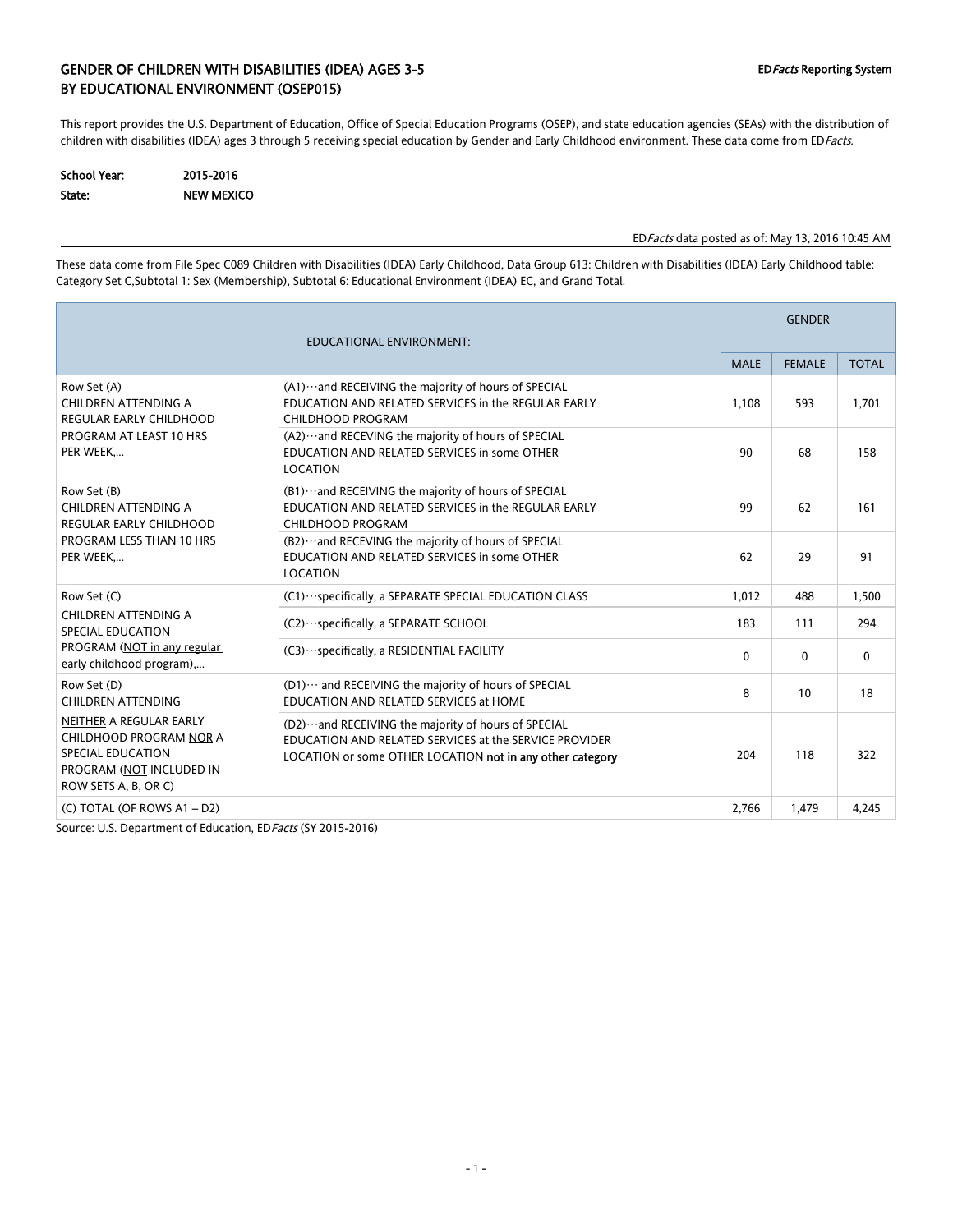## GENDER OF CHILDREN WITH DISABILITIES (IDEA) AGES 3-5 BY EDUCATIONAL ENVIRONMENT (OSEP015)

ED*Facts* Reporting System

This report provides the U.S. Department of Education, Office of Special Education Programs (OSEP), and state education agencies (SEAs) with the distribution of children with disabilities (IDEA) ages 3 through 5 receiving special education by Gender and Early Childhood environment. These data come from ED*Facts*.

**School Year:** 2015-2016
**State:** NEW MEXICO

ED*Facts* data posted as of: May 13, 2016 10:45 AM

These data come from File Spec C089 Children with Disabilities (IDEA) Early Childhood, Data Group 613: Children with Disabilities (IDEA) Early Childhood table: Category Set C,Subtotal 1: Sex (Membership), Subtotal 6: Educational Environment (IDEA) EC, and Grand Total.

| EDUCATIONAL ENVIRONMENT: | | GENDER | | |
|---|---|---|---|---|
| | | MALE | FEMALE | TOTAL |
| Row Set (A) CHILDREN ATTENDING A REGULAR EARLY CHILDHOOD PROGRAM AT LEAST 10 HRS PER WEEK,... | (A1)···and RECEIVING the majority of hours of SPECIAL EDUCATION AND RELATED SERVICES in the REGULAR EARLY CHILDHOOD PROGRAM | 1,108 | 593 | 1,701 |
| | (A2)···and RECEVING the majority of hours of SPECIAL EDUCATION AND RELATED SERVICES in some OTHER LOCATION | 90 | 68 | 158 |
| Row Set (B) CHILDREN ATTENDING A REGULAR EARLY CHILDHOOD PROGRAM LESS THAN 10 HRS PER WEEK,... | (B1)···and RECEIVING the majority of hours of SPECIAL EDUCATION AND RELATED SERVICES in the REGULAR EARLY CHILDHOOD PROGRAM | 99 | 62 | 161 |
| | (B2)···and RECEVING the majority of hours of SPECIAL EDUCATION AND RELATED SERVICES in some OTHER LOCATION | 62 | 29 | 91 |
| Row Set (C) CHILDREN ATTENDING A SPECIAL EDUCATION PROGRAM (NOT in any regular early childhood program),... | (C1)···specifically, a SEPARATE SPECIAL EDUCATION CLASS | 1,012 | 488 | 1,500 |
| | (C2)···specifically, a SEPARATE SCHOOL | 183 | 111 | 294 |
| | (C3)···specifically, a RESIDENTIAL FACILITY | 0 | 0 | 0 |
| Row Set (D) CHILDREN ATTENDING NEITHER A REGULAR EARLY CHILDHOOD PROGRAM NOR A SPECIAL EDUCATION PROGRAM (NOT INCLUDED IN ROW SETS A, B, OR C) | (D1)··· and RECEIVING the majority of hours of SPECIAL EDUCATION AND RELATED SERVICES at HOME | 8 | 10 | 18 |
| | (D2)···and RECEIVING the majority of hours of SPECIAL EDUCATION AND RELATED SERVICES at the SERVICE PROVIDER LOCATION or some OTHER LOCATION **not in any other category** | 204 | 118 | 322 |
| (C) TOTAL (OF ROWS A1 – D2) | | 2,766 | 1,479 | 4,245 |

Source: U.S. Department of Education, ED*Facts* (SY 2015-2016)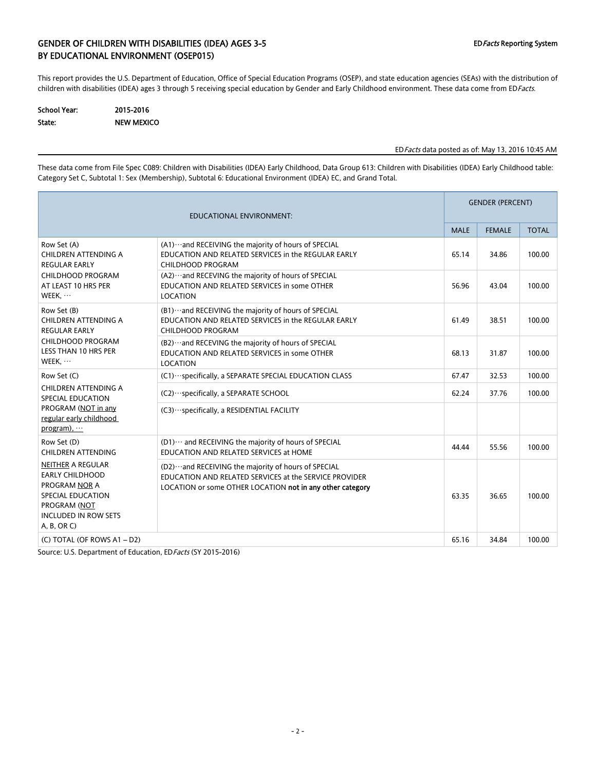## GENDER OF CHILDREN WITH DISABILITIES (IDEA) AGES 3-5 BY EDUCATIONAL ENVIRONMENT (OSEP015)

ED*Facts* Reporting System

This report provides the U.S. Department of Education, Office of Special Education Programs (OSEP), and state education agencies (SEAs) with the distribution of children with disabilities (IDEA) ages 3 through 5 receiving special education by Gender and Early Childhood environment. These data come from ED*Facts*.

**School Year:** 2015-2016
**State:** NEW MEXICO

ED*Facts* data posted as of: May 13, 2016 10:45 AM

These data come from File Spec C089: Children with Disabilities (IDEA) Early Childhood, Data Group 613: Children with Disabilities (IDEA) Early Childhood table: Category Set C, Subtotal 1: Sex (Membership), Subtotal 6: Educational Environment (IDEA) EC, and Grand Total.

| EDUCATIONAL ENVIRONMENT: | | GENDER (PERCENT) | | |
|---|---|---|---|---|
| | | MALE | FEMALE | TOTAL |
| Row Set (A) CHILDREN ATTENDING A REGULAR EARLY CHILDHOOD PROGRAM AT LEAST 10 HRS PER WEEK, ··· | (A1)···and RECEIVING the majority of hours of SPECIAL EDUCATION AND RELATED SERVICES in the REGULAR EARLY CHILDHOOD PROGRAM | 65.14 | 34.86 | 100.00 |
| | (A2)···and RECEVING the majority of hours of SPECIAL EDUCATION AND RELATED SERVICES in some OTHER LOCATION | 56.96 | 43.04 | 100.00 |
| Row Set (B) CHILDREN ATTENDING A REGULAR EARLY CHILDHOOD PROGRAM LESS THAN 10 HRS PER WEEK, ··· | (B1)···and RECEIVING the majority of hours of SPECIAL EDUCATION AND RELATED SERVICES in the REGULAR EARLY CHILDHOOD PROGRAM | 61.49 | 38.51 | 100.00 |
| | (B2)···and RECEVING the majority of hours of SPECIAL EDUCATION AND RELATED SERVICES in some OTHER LOCATION | 68.13 | 31.87 | 100.00 |
| Row Set (C) CHILDREN ATTENDING A SPECIAL EDUCATION PROGRAM (NOT in any regular early childhood program), ··· | (C1)···specifically, a SEPARATE SPECIAL EDUCATION CLASS | 67.47 | 32.53 | 100.00 |
| | (C2)···specifically, a SEPARATE SCHOOL | 62.24 | 37.76 | 100.00 |
| | (C3)···specifically, a RESIDENTIAL FACILITY | | | |
| Row Set (D) CHILDREN ATTENDING NEITHER A REGULAR EARLY CHILDHOOD PROGRAM NOR A SPECIAL EDUCATION PROGRAM (NOT INCLUDED IN ROW SETS A, B, OR C) | (D1)··· and RECEIVING the majority of hours of SPECIAL EDUCATION AND RELATED SERVICES at HOME | 44.44 | 55.56 | 100.00 |
| | (D2)···and RECEIVING the majority of hours of SPECIAL EDUCATION AND RELATED SERVICES at the SERVICE PROVIDER LOCATION or some OTHER LOCATION **not in any other category** | 63.35 | 36.65 | 100.00 |
| (C) TOTAL (OF ROWS A1 – D2) | | 65.16 | 34.84 | 100.00 |

Source: U.S. Department of Education, ED*Facts* (SY 2015-2016)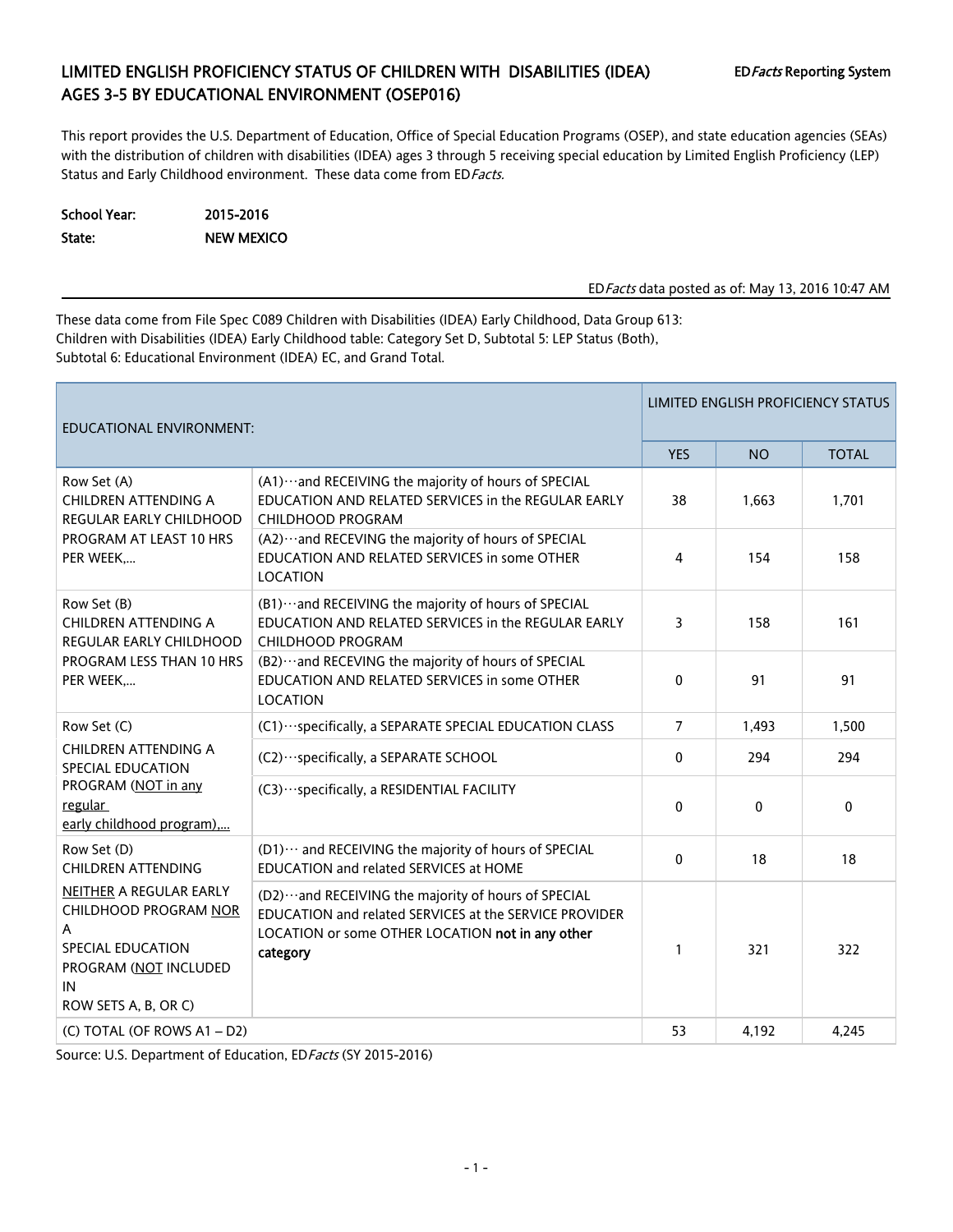# LIMITED ENGLISH PROFICIENCY STATUS OF CHILDREN WITH DISABILITIES (IDEA) AGES 3-5 BY EDUCATIONAL ENVIRONMENT (OSEP016)

ED*Facts* Reporting System

This report provides the U.S. Department of Education, Office of Special Education Programs (OSEP), and state education agencies (SEAs) with the distribution of children with disabilities (IDEA) ages 3 through 5 receiving special education by Limited English Proficiency (LEP) Status and Early Childhood environment. These data come from ED*Facts*.

**School Year:** **2015-2016**

**State:** **NEW MEXICO**

ED*Facts* data posted as of: May 13, 2016 10:47 AM

These data come from File Spec C089 Children with Disabilities (IDEA) Early Childhood, Data Group 613: Children with Disabilities (IDEA) Early Childhood table: Category Set D, Subtotal 5: LEP Status (Both), Subtotal 6: Educational Environment (IDEA) EC, and Grand Total.

| EDUCATIONAL ENVIRONMENT: | | LIMITED ENGLISH PROFICIENCY STATUS | | |
|---|---|---|---|---|
| | | YES | NO | TOTAL |
| Row Set (A) CHILDREN ATTENDING A REGULAR EARLY CHILDHOOD PROGRAM AT LEAST 10 HRS PER WEEK,… | (A1)···and RECEIVING the majority of hours of SPECIAL EDUCATION AND RELATED SERVICES in the REGULAR EARLY CHILDHOOD PROGRAM | 38 | 1,663 | 1,701 |
| | (A2)···and RECEVING the majority of hours of SPECIAL EDUCATION AND RELATED SERVICES in some OTHER LOCATION | 4 | 154 | 158 |
| Row Set (B) CHILDREN ATTENDING A REGULAR EARLY CHILDHOOD PROGRAM LESS THAN 10 HRS PER WEEK,… | (B1)···and RECEIVING the majority of hours of SPECIAL EDUCATION AND RELATED SERVICES in the REGULAR EARLY CHILDHOOD PROGRAM | 3 | 158 | 161 |
| | (B2)···and RECEVING the majority of hours of SPECIAL EDUCATION AND RELATED SERVICES in some OTHER LOCATION | 0 | 91 | 91 |
| Row Set (C) CHILDREN ATTENDING A SPECIAL EDUCATION PROGRAM (<u>NOT in any regular early childhood program</u>),… | (C1)···specifically, a SEPARATE SPECIAL EDUCATION CLASS | 7 | 1,493 | 1,500 |
| | (C2)···specifically, a SEPARATE SCHOOL | 0 | 294 | 294 |
| | (C3)···specifically, a RESIDENTIAL FACILITY | 0 | 0 | 0 |
| Row Set (D) CHILDREN ATTENDING <u>NEITHER</u> A REGULAR EARLY CHILDHOOD PROGRAM <u>NOR</u> A SPECIAL EDUCATION PROGRAM (<u>NOT</u> INCLUDED IN ROW SETS A, B, OR C) | (D1)··· and RECEIVING the majority of hours of SPECIAL EDUCATION and related SERVICES at HOME | 0 | 18 | 18 |
| | (D2)···and RECEIVING the majority of hours of SPECIAL EDUCATION and related SERVICES at the SERVICE PROVIDER LOCATION or some OTHER LOCATION **not in any other category** | 1 | 321 | 322 |
| (C) TOTAL (OF ROWS A1 – D2) | | 53 | 4,192 | 4,245 |

Source: U.S. Department of Education, ED*Facts* (SY 2015-2016)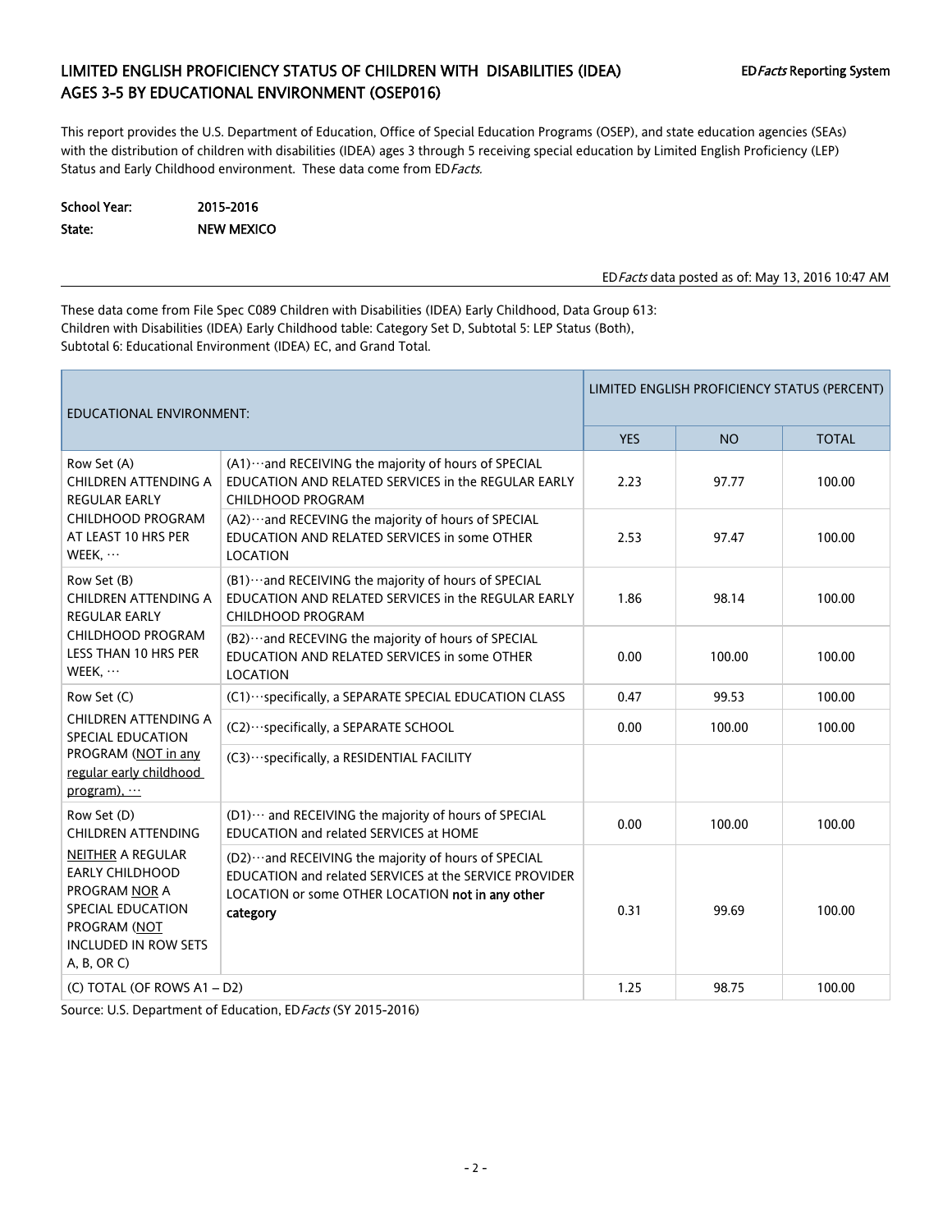# LIMITED ENGLISH PROFICIENCY STATUS OF CHILDREN WITH DISABILITIES (IDEA) AGES 3-5 BY EDUCATIONAL ENVIRONMENT (OSEP016)

ED*Facts* Reporting System

This report provides the U.S. Department of Education, Office of Special Education Programs (OSEP), and state education agencies (SEAs) with the distribution of children with disabilities (IDEA) ages 3 through 5 receiving special education by Limited English Proficiency (LEP) Status and Early Childhood environment. These data come from ED*Facts*.

**School Year:** 2015-2016
**State:** NEW MEXICO

ED*Facts* data posted as of: May 13, 2016 10:47 AM

These data come from File Spec C089 Children with Disabilities (IDEA) Early Childhood, Data Group 613: Children with Disabilities (IDEA) Early Childhood table: Category Set D, Subtotal 5: LEP Status (Both), Subtotal 6: Educational Environment (IDEA) EC, and Grand Total.

| EDUCATIONAL ENVIRONMENT: | | LIMITED ENGLISH PROFICIENCY STATUS (PERCENT) | | |
|---|---|---|---|---|
| | | YES | NO | TOTAL |
| Row Set (A) CHILDREN ATTENDING A REGULAR EARLY CHILDHOOD PROGRAM AT LEAST 10 HRS PER WEEK, … | (A1)…and RECEIVING the majority of hours of SPECIAL EDUCATION AND RELATED SERVICES in the REGULAR EARLY CHILDHOOD PROGRAM | 2.23 | 97.77 | 100.00 |
| | (A2)…and RECEVING the majority of hours of SPECIAL EDUCATION AND RELATED SERVICES in some OTHER LOCATION | 2.53 | 97.47 | 100.00 |
| Row Set (B) CHILDREN ATTENDING A REGULAR EARLY CHILDHOOD PROGRAM LESS THAN 10 HRS PER WEEK, … | (B1)…and RECEIVING the majority of hours of SPECIAL EDUCATION AND RELATED SERVICES in the REGULAR EARLY CHILDHOOD PROGRAM | 1.86 | 98.14 | 100.00 |
| | (B2)…and RECEVING the majority of hours of SPECIAL EDUCATION AND RELATED SERVICES in some OTHER LOCATION | 0.00 | 100.00 | 100.00 |
| Row Set (C) CHILDREN ATTENDING A SPECIAL EDUCATION PROGRAM (NOT in any regular early childhood program), … | (C1)…specifically, a SEPARATE SPECIAL EDUCATION CLASS | 0.47 | 99.53 | 100.00 |
| | (C2)…specifically, a SEPARATE SCHOOL | 0.00 | 100.00 | 100.00 |
| | (C3)…specifically, a RESIDENTIAL FACILITY | | | |
| Row Set (D) CHILDREN ATTENDING NEITHER A REGULAR EARLY CHILDHOOD PROGRAM NOR A SPECIAL EDUCATION PROGRAM (NOT INCLUDED IN ROW SETS A, B, OR C) | (D1)… and RECEIVING the majority of hours of SPECIAL EDUCATION and related SERVICES at HOME | 0.00 | 100.00 | 100.00 |
| | (D2)…and RECEIVING the majority of hours of SPECIAL EDUCATION and related SERVICES at the SERVICE PROVIDER LOCATION or some OTHER LOCATION **not in any other category** | 0.31 | 99.69 | 100.00 |
| (C) TOTAL (OF ROWS A1 – D2) | | 1.25 | 98.75 | 100.00 |

Source: U.S. Department of Education, ED*Facts* (SY 2015-2016)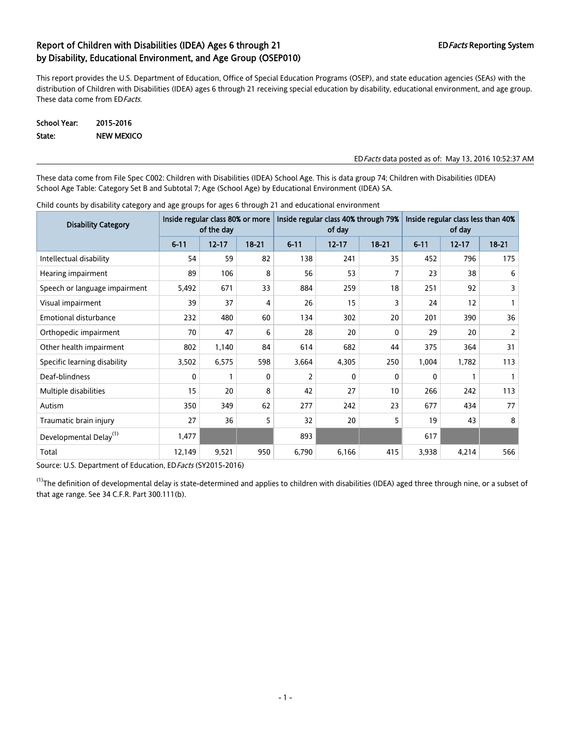# Report of Children with Disabilities (IDEA) Ages 6 through 21 by Disability, Educational Environment, and Age Group (OSEP010)

ED*Facts* Reporting System

This report provides the U.S. Department of Education, Office of Special Education Programs (OSEP), and state education agencies (SEAs) with the distribution of Children with Disabilities (IDEA) ages 6 through 21 receiving special education by disability, educational environment, and age group. These data come from ED*Facts*.

**School Year:** 2015-2016
**State:** NEW MEXICO

ED*Facts* data posted as of: May 13, 2016 10:52:37 AM

These data come from File Spec C002: Children with Disabilities (IDEA) School Age. This is data group 74; Children with Disabilities (IDEA) School Age Table: Category Set B and Subtotal 7; Age (School Age) by Educational Environment (IDEA) SA.

Child counts by disability category and age groups for ages 6 through 21 and educational environment

| Disability Category | Inside regular class 80% or more of the day | | | Inside regular class 40% through 79% of day | | | Inside regular class less than 40% of day | | |
|---|---|---|---|---|---|---|---|---|---|
| | 6-11 | 12-17 | 18-21 | 6-11 | 12-17 | 18-21 | 6-11 | 12-17 | 18-21 |
| Intellectual disability | 54 | 59 | 82 | 138 | 241 | 35 | 452 | 796 | 175 |
| Hearing impairment | 89 | 106 | 8 | 56 | 53 | 7 | 23 | 38 | 6 |
| Speech or language impairment | 5,492 | 671 | 33 | 884 | 259 | 18 | 251 | 92 | 3 |
| Visual impairment | 39 | 37 | 4 | 26 | 15 | 3 | 24 | 12 | 1 |
| Emotional disturbance | 232 | 480 | 60 | 134 | 302 | 20 | 201 | 390 | 36 |
| Orthopedic impairment | 70 | 47 | 6 | 28 | 20 | 0 | 29 | 20 | 2 |
| Other health impairment | 802 | 1,140 | 84 | 614 | 682 | 44 | 375 | 364 | 31 |
| Specific learning disability | 3,502 | 6,575 | 598 | 3,664 | 4,305 | 250 | 1,004 | 1,782 | 113 |
| Deaf-blindness | 0 | 1 | 0 | 2 | 0 | 0 | 0 | 1 | 1 |
| Multiple disabilities | 15 | 20 | 8 | 42 | 27 | 10 | 266 | 242 | 113 |
| Autism | 350 | 349 | 62 | 277 | 242 | 23 | 677 | 434 | 77 |
| Traumatic brain injury | 27 | 36 | 5 | 32 | 20 | 5 | 19 | 43 | 8 |
| Developmental Delay[1] | 1,477 | | | 893 | | | 617 | | |
| Total | 12,149 | 9,521 | 950 | 6,790 | 6,166 | 415 | 3,938 | 4,214 | 566 |

Source: U.S. Department of Education, ED*Facts* (SY2015-2016)

[1]The definition of developmental delay is state-determined and applies to children with disabilities (IDEA) aged three through nine, or a subset of that age range. See 34 C.F.R. Part 300.111(b).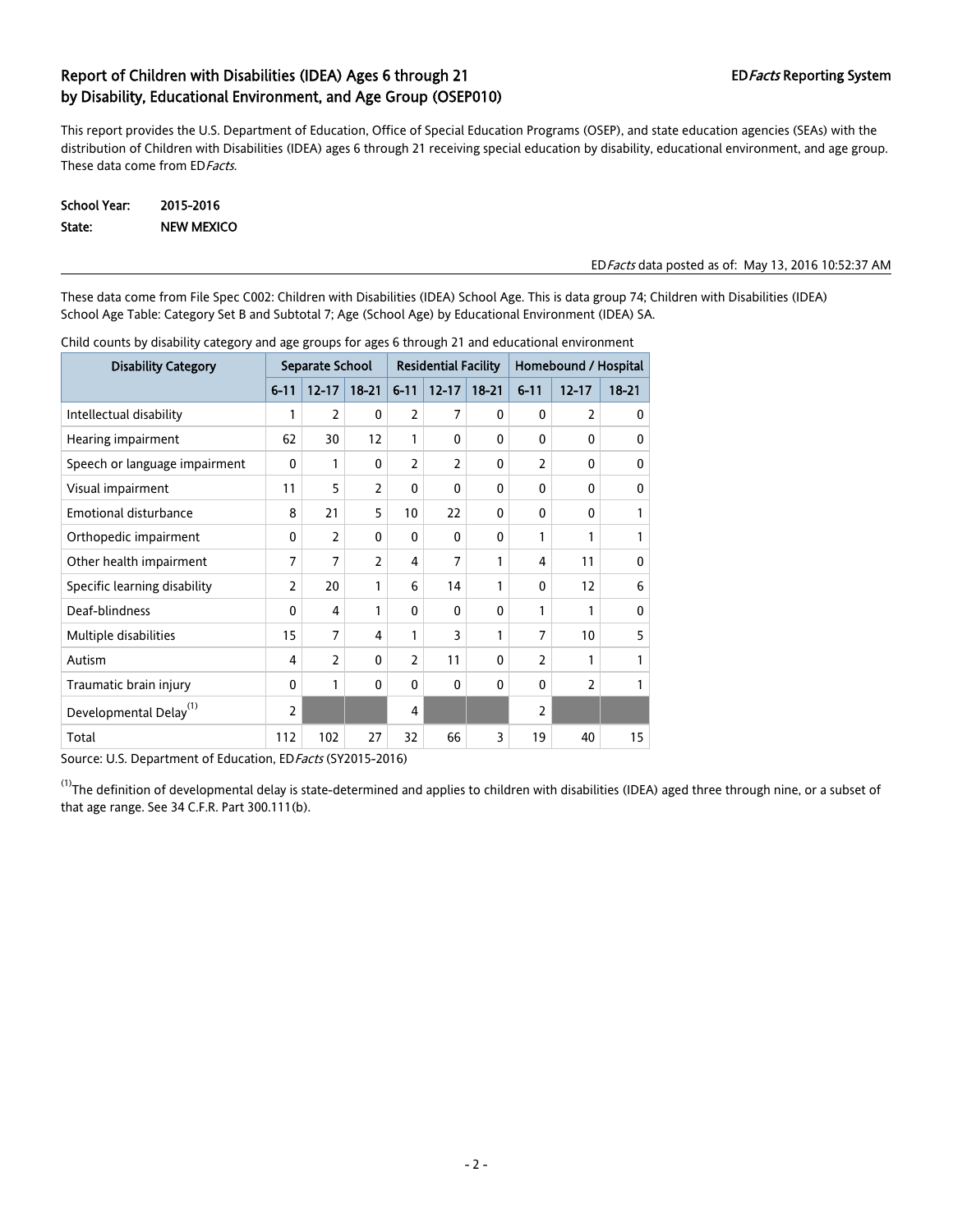## Report of Children with Disabilities (IDEA) Ages 6 through 21 by Disability, Educational Environment, and Age Group (OSEP010)

**ED*Facts* Reporting System**

This report provides the U.S. Department of Education, Office of Special Education Programs (OSEP), and state education agencies (SEAs) with the distribution of Children with Disabilities (IDEA) ages 6 through 21 receiving special education by disability, educational environment, and age group. These data come from ED*Facts*.

**School Year:** 2015-2016
**State:** NEW MEXICO

ED*Facts* data posted as of: May 13, 2016 10:52:37 AM

These data come from File Spec C002: Children with Disabilities (IDEA) School Age. This is data group 74; Children with Disabilities (IDEA) School Age Table: Category Set B and Subtotal 7; Age (School Age) by Educational Environment (IDEA) SA.

Child counts by disability category and age groups for ages 6 through 21 and educational environment

| Disability Category | Separate School | | | Residential Facility | | | Homebound / Hospital | | |
|---|---|---|---|---|---|---|---|---|---|
| | 6-11 | 12-17 | 18-21 | 6-11 | 12-17 | 18-21 | 6-11 | 12-17 | 18-21 |
| Intellectual disability | 1 | 2 | 0 | 2 | 7 | 0 | 0 | 2 | 0 |
| Hearing impairment | 62 | 30 | 12 | 1 | 0 | 0 | 0 | 0 | 0 |
| Speech or language impairment | 0 | 1 | 0 | 2 | 2 | 0 | 2 | 0 | 0 |
| Visual impairment | 11 | 5 | 2 | 0 | 0 | 0 | 0 | 0 | 0 |
| Emotional disturbance | 8 | 21 | 5 | 10 | 22 | 0 | 0 | 0 | 1 |
| Orthopedic impairment | 0 | 2 | 0 | 0 | 0 | 0 | 1 | 1 | 1 |
| Other health impairment | 7 | 7 | 2 | 4 | 7 | 1 | 4 | 11 | 0 |
| Specific learning disability | 2 | 20 | 1 | 6 | 14 | 1 | 0 | 12 | 6 |
| Deaf-blindness | 0 | 4 | 1 | 0 | 0 | 0 | 1 | 1 | 0 |
| Multiple disabilities | 15 | 7 | 4 | 1 | 3 | 1 | 7 | 10 | 5 |
| Autism | 4 | 2 | 0 | 2 | 11 | 0 | 2 | 1 | 1 |
| Traumatic brain injury | 0 | 1 | 0 | 0 | 0 | 0 | 0 | 2 | 1 |
| Developmental Delay[1] | 2 | | | 4 | | | 2 | | |
| Total | 112 | 102 | 27 | 32 | 66 | 3 | 19 | 40 | 15 |

Source: U.S. Department of Education, ED*Facts* (SY2015-2016)

[1]The definition of developmental delay is state-determined and applies to children with disabilities (IDEA) aged three through nine, or a subset of that age range. See 34 C.F.R. Part 300.111(b).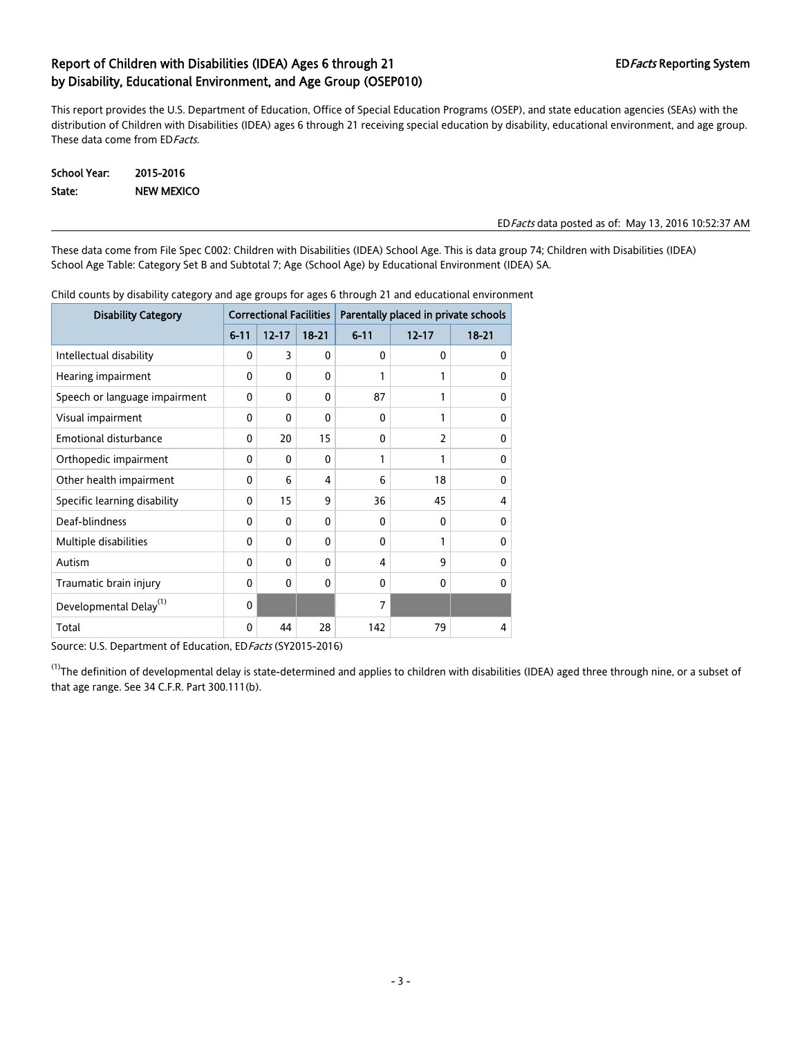## Report of Children with Disabilities (IDEA) Ages 6 through 21 by Disability, Educational Environment, and Age Group (OSEP010)

ED*Facts* Reporting System

This report provides the U.S. Department of Education, Office of Special Education Programs (OSEP), and state education agencies (SEAs) with the distribution of Children with Disabilities (IDEA) ages 6 through 21 receiving special education by disability, educational environment, and age group. These data come from ED*Facts*.

**School Year:** 2015-2016
**State:** NEW MEXICO

ED*Facts* data posted as of: May 13, 2016 10:52:37 AM

These data come from File Spec C002: Children with Disabilities (IDEA) School Age. This is data group 74; Children with Disabilities (IDEA) School Age Table: Category Set B and Subtotal 7; Age (School Age) by Educational Environment (IDEA) SA.

Child counts by disability category and age groups for ages 6 through 21 and educational environment

| Disability Category | Correctional Facilities | | | Parentally placed in private schools | | |
|---|---|---|---|---|---|---|
| | 6-11 | 12-17 | 18-21 | 6-11 | 12-17 | 18-21 |
| Intellectual disability | 0 | 3 | 0 | 0 | 0 | 0 |
| Hearing impairment | 0 | 0 | 0 | 1 | 1 | 0 |
| Speech or language impairment | 0 | 0 | 0 | 87 | 1 | 0 |
| Visual impairment | 0 | 0 | 0 | 0 | 1 | 0 |
| Emotional disturbance | 0 | 20 | 15 | 0 | 2 | 0 |
| Orthopedic impairment | 0 | 0 | 0 | 1 | 1 | 0 |
| Other health impairment | 0 | 6 | 4 | 6 | 18 | 0 |
| Specific learning disability | 0 | 15 | 9 | 36 | 45 | 4 |
| Deaf-blindness | 0 | 0 | 0 | 0 | 0 | 0 |
| Multiple disabilities | 0 | 0 | 0 | 0 | 1 | 0 |
| Autism | 0 | 0 | 0 | 4 | 9 | 0 |
| Traumatic brain injury | 0 | 0 | 0 | 0 | 0 | 0 |
| Developmental Delay[1] | 0 | | | 7 | | |
| Total | 0 | 44 | 28 | 142 | 79 | 4 |

Source: U.S. Department of Education, ED*Facts* (SY2015-2016)

[1]The definition of developmental delay is state-determined and applies to children with disabilities (IDEA) aged three through nine, or a subset of that age range. See 34 C.F.R. Part 300.111(b).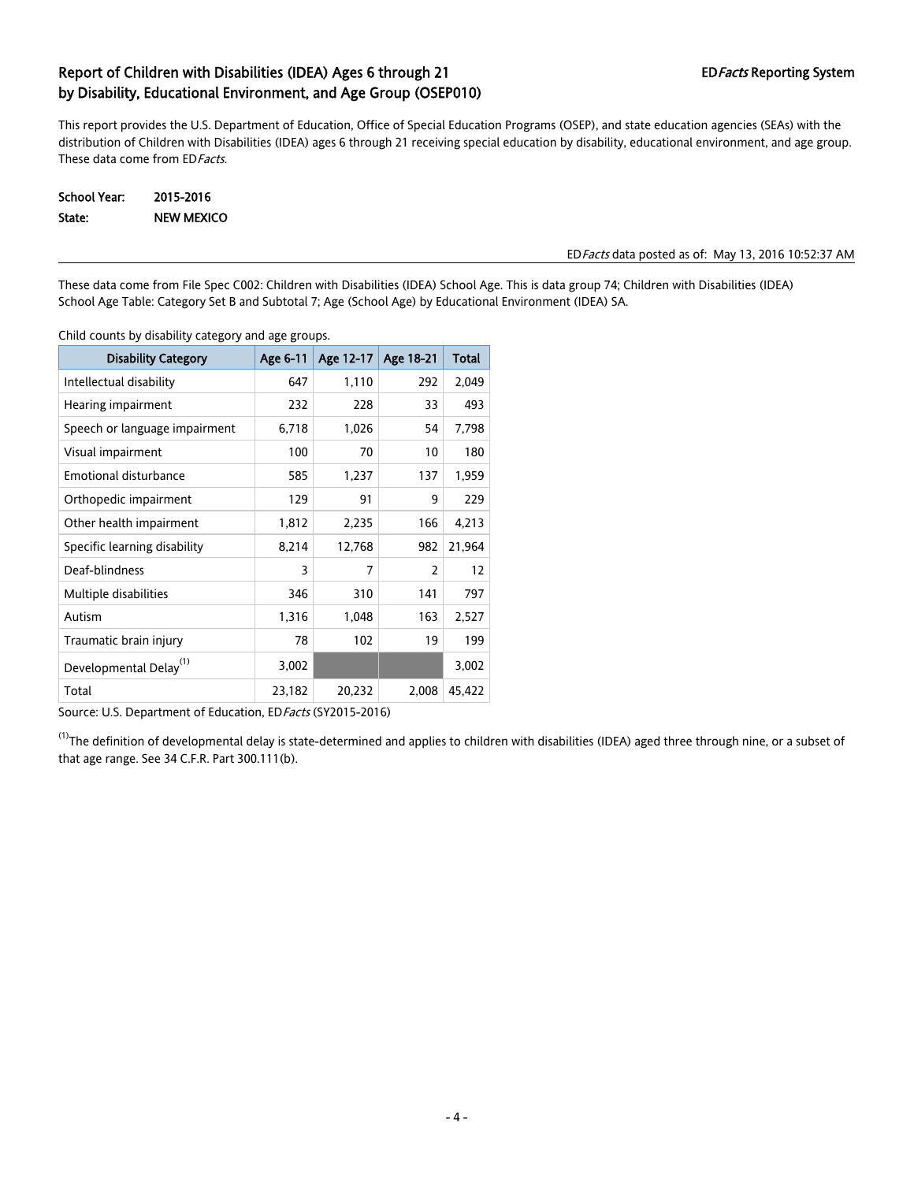## Report of Children with Disabilities (IDEA) Ages 6 through 21 by Disability, Educational Environment, and Age Group (OSEP010)

ED*Facts* Reporting System

This report provides the U.S. Department of Education, Office of Special Education Programs (OSEP), and state education agencies (SEAs) with the distribution of Children with Disabilities (IDEA) ages 6 through 21 receiving special education by disability, educational environment, and age group. These data come from ED*Facts*.

**School Year:** 2015-2016
**State:** NEW MEXICO

ED*Facts* data posted as of: May 13, 2016 10:52:37 AM

These data come from File Spec C002: Children with Disabilities (IDEA) School Age. This is data group 74; Children with Disabilities (IDEA) School Age Table: Category Set B and Subtotal 7; Age (School Age) by Educational Environment (IDEA) SA.

Child counts by disability category and age groups.

| Disability Category | Age 6-11 | Age 12-17 | Age 18-21 | Total |
|---|---|---|---|---|
| Intellectual disability | 647 | 1,110 | 292 | 2,049 |
| Hearing impairment | 232 | 228 | 33 | 493 |
| Speech or language impairment | 6,718 | 1,026 | 54 | 7,798 |
| Visual impairment | 100 | 70 | 10 | 180 |
| Emotional disturbance | 585 | 1,237 | 137 | 1,959 |
| Orthopedic impairment | 129 | 91 | 9 | 229 |
| Other health impairment | 1,812 | 2,235 | 166 | 4,213 |
| Specific learning disability | 8,214 | 12,768 | 982 | 21,964 |
| Deaf-blindness | 3 | 7 | 2 | 12 |
| Multiple disabilities | 346 | 310 | 141 | 797 |
| Autism | 1,316 | 1,048 | 163 | 2,527 |
| Traumatic brain injury | 78 | 102 | 19 | 199 |
| Developmental Delay[1] | 3,002 | | | 3,002 |
| Total | 23,182 | 20,232 | 2,008 | 45,422 |

Source: U.S. Department of Education, ED*Facts* (SY2015-2016)

[1]The definition of developmental delay is state-determined and applies to children with disabilities (IDEA) aged three through nine, or a subset of that age range. See 34 C.F.R. Part 300.111(b).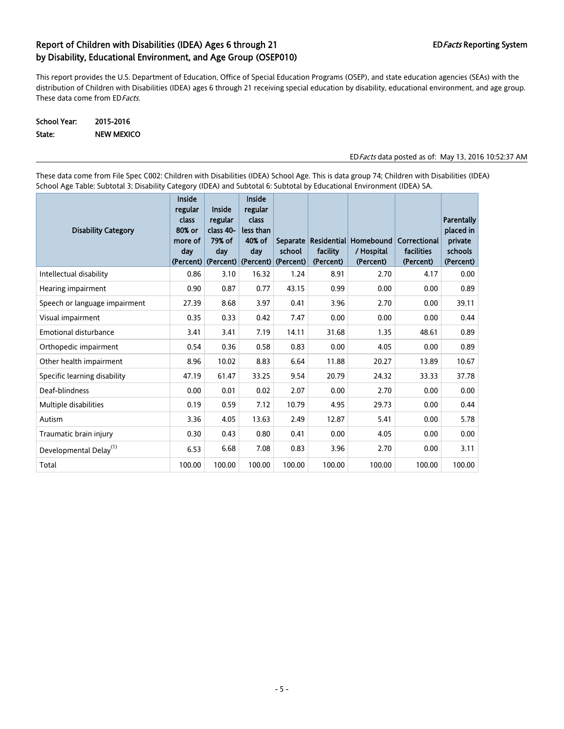## Report of Children with Disabilities (IDEA) Ages 6 through 21 by Disability, Educational Environment, and Age Group (OSEP010)

ED*Facts* Reporting System

This report provides the U.S. Department of Education, Office of Special Education Programs (OSEP), and state education agencies (SEAs) with the distribution of Children with Disabilities (IDEA) ages 6 through 21 receiving special education by disability, educational environment, and age group. These data come from ED*Facts*.

**School Year:** 2015-2016
**State:** NEW MEXICO

ED*Facts* data posted as of: May 13, 2016 10:52:37 AM

These data come from File Spec C002: Children with Disabilities (IDEA) School Age. This is data group 74; Children with Disabilities (IDEA) School Age Table: Subtotal 3; Disability Category (IDEA) and Subtotal 6: Subtotal by Educational Environment (IDEA) SA.

| Disability Category | Inside regular class 80% or more of day (Percent) | Inside regular class 40-79% of day (Percent) | Inside regular class less than 40% of day (Percent) | Separate school (Percent) | Residential facility (Percent) | Homebound / Hospital (Percent) | Correctional facilities (Percent) | Parentally placed in private schools (Percent) |
|---|---|---|---|---|---|---|---|---|
| Intellectual disability | 0.86 | 3.10 | 16.32 | 1.24 | 8.91 | 2.70 | 4.17 | 0.00 |
| Hearing impairment | 0.90 | 0.87 | 0.77 | 43.15 | 0.99 | 0.00 | 0.00 | 0.89 |
| Speech or language impairment | 27.39 | 8.68 | 3.97 | 0.41 | 3.96 | 2.70 | 0.00 | 39.11 |
| Visual impairment | 0.35 | 0.33 | 0.42 | 7.47 | 0.00 | 0.00 | 0.00 | 0.44 |
| Emotional disturbance | 3.41 | 3.41 | 7.19 | 14.11 | 31.68 | 1.35 | 48.61 | 0.89 |
| Orthopedic impairment | 0.54 | 0.36 | 0.58 | 0.83 | 0.00 | 4.05 | 0.00 | 0.89 |
| Other health impairment | 8.96 | 10.02 | 8.83 | 6.64 | 11.88 | 20.27 | 13.89 | 10.67 |
| Specific learning disability | 47.19 | 61.47 | 33.25 | 9.54 | 20.79 | 24.32 | 33.33 | 37.78 |
| Deaf-blindness | 0.00 | 0.01 | 0.02 | 2.07 | 0.00 | 2.70 | 0.00 | 0.00 |
| Multiple disabilities | 0.19 | 0.59 | 7.12 | 10.79 | 4.95 | 29.73 | 0.00 | 0.44 |
| Autism | 3.36 | 4.05 | 13.63 | 2.49 | 12.87 | 5.41 | 0.00 | 5.78 |
| Traumatic brain injury | 0.30 | 0.43 | 0.80 | 0.41 | 0.00 | 4.05 | 0.00 | 0.00 |
| Developmental Delay[(1)] | 6.53 | 6.68 | 7.08 | 0.83 | 3.96 | 2.70 | 0.00 | 3.11 |
| Total | 100.00 | 100.00 | 100.00 | 100.00 | 100.00 | 100.00 | 100.00 | 100.00 |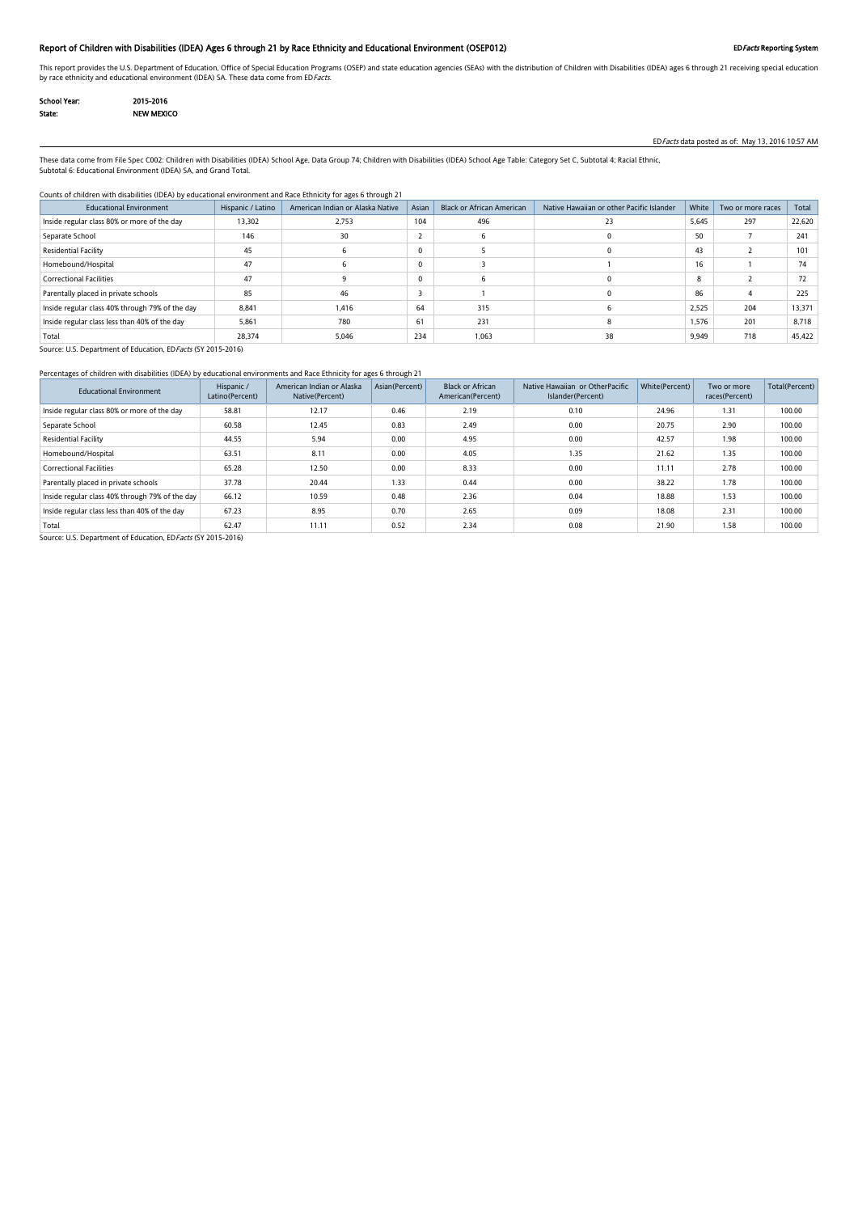# Report of Children with Disabilities (IDEA) Ages 6 through 21 by Race Ethnicity and Educational Environment (OSEP012)

**ED*Facts* Reporting System**

This report provides the U.S. Department of Education, Office of Special Education Programs (OSEP) and state education agencies (SEAs) with the distribution of Children with Disabilities (IDEA) ages 6 through 21 receiving special education by race ethnicity and educational environment (IDEA) SA. These data come from ED*Facts*.

**School Year:** 2015-2016
**State:** NEW MEXICO

ED*Facts* data posted as of: May 13, 2016 10:57 AM

These data come from File Spec C002: Children with Disabilities (IDEA) School Age, Data Group 74; Children with Disabilities (IDEA) School Age Table: Category Set C, Subtotal 4; Racial Ethnic, Subtotal 6: Educational Environment (IDEA) SA, and Grand Total.

Counts of children with disabilities (IDEA) by educational environment and Race Ethnicity for ages 6 through 21

| Educational Environment | Hispanic / Latino | American Indian or Alaska Native | Asian | Black or African American | Native Hawaiian or other Pacific Islander | White | Two or more races | Total |
|---|---|---|---|---|---|---|---|---|
| Inside regular class 80% or more of the day | 13,302 | 2,753 | 104 | 496 | 23 | 5,645 | 297 | 22,620 |
| Separate School | 146 | 30 | 2 | 6 | 0 | 50 | 7 | 241 |
| Residential Facility | 45 | 6 | 0 | 5 | 0 | 43 | 2 | 101 |
| Homebound/Hospital | 47 | 6 | 0 | 3 | 1 | 16 | 1 | 74 |
| Correctional Facilities | 47 | 9 | 0 | 6 | 0 | 8 | 2 | 72 |
| Parentally placed in private schools | 85 | 46 | 3 | 1 | 0 | 86 | 4 | 225 |
| Inside regular class 40% through 79% of the day | 8,841 | 1,416 | 64 | 315 | 6 | 2,525 | 204 | 13,371 |
| Inside regular class less than 40% of the day | 5,861 | 780 | 61 | 231 | 8 | 1,576 | 201 | 8,718 |
| Total | 28,374 | 5,046 | 234 | 1,063 | 38 | 9,949 | 718 | 45,422 |

Source: U.S. Department of Education, ED*Facts* (SY 2015-2016)

Percentages of children with disabilities (IDEA) by educational environments and Race Ethnicity for ages 6 through 21

| Educational Environment | Hispanic / Latino(Percent) | American Indian or Alaska Native(Percent) | Asian(Percent) | Black or African American(Percent) | Native Hawaiian or OtherPacific Islander(Percent) | White(Percent) | Two or more races(Percent) | Total(Percent) |
|---|---|---|---|---|---|---|---|---|
| Inside regular class 80% or more of the day | 58.81 | 12.17 | 0.46 | 2.19 | 0.10 | 24.96 | 1.31 | 100.00 |
| Separate School | 60.58 | 12.45 | 0.83 | 2.49 | 0.00 | 20.75 | 2.90 | 100.00 |
| Residential Facility | 44.55 | 5.94 | 0.00 | 4.95 | 0.00 | 42.57 | 1.98 | 100.00 |
| Homebound/Hospital | 63.51 | 8.11 | 0.00 | 4.05 | 1.35 | 21.62 | 1.35 | 100.00 |
| Correctional Facilities | 65.28 | 12.50 | 0.00 | 8.33 | 0.00 | 11.11 | 2.78 | 100.00 |
| Parentally placed in private schools | 37.78 | 20.44 | 1.33 | 0.44 | 0.00 | 38.22 | 1.78 | 100.00 |
| Inside regular class 40% through 79% of the day | 66.12 | 10.59 | 0.48 | 2.36 | 0.04 | 18.88 | 1.53 | 100.00 |
| Inside regular class less than 40% of the day | 67.23 | 8.95 | 0.70 | 2.65 | 0.09 | 18.08 | 2.31 | 100.00 |
| Total | 62.47 | 11.11 | 0.52 | 2.34 | 0.08 | 21.90 | 1.58 | 100.00 |

Source: U.S. Department of Education, ED*Facts* (SY 2015-2016)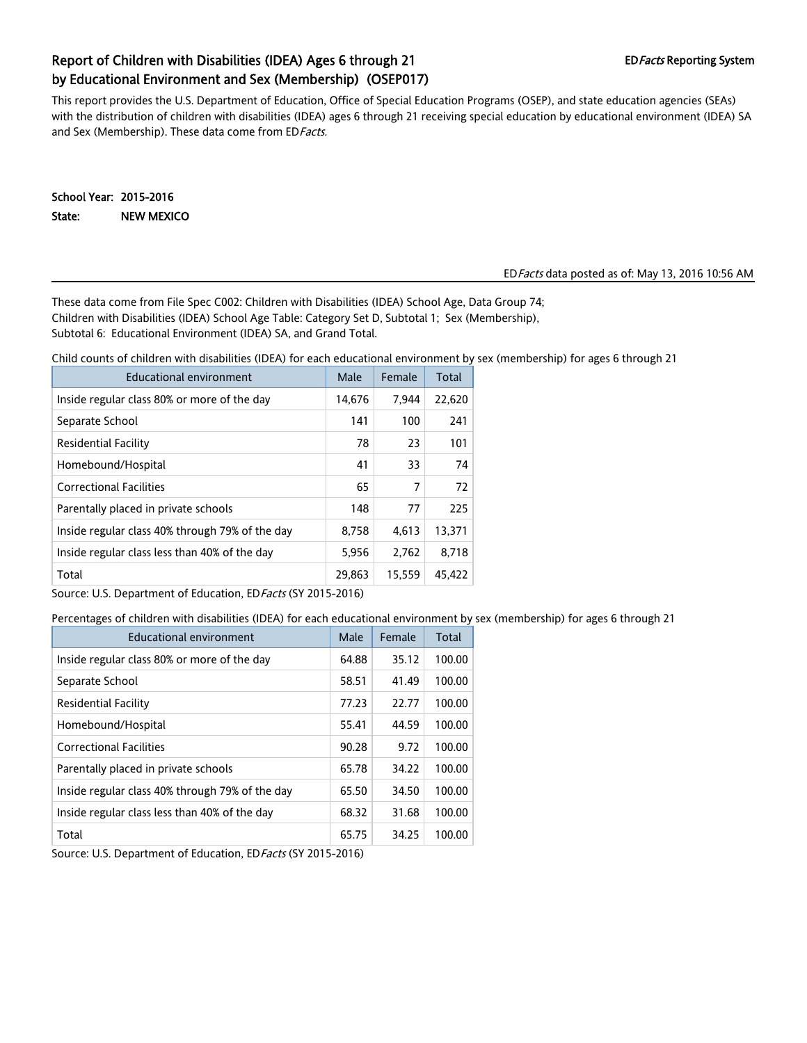# Report of Children with Disabilities (IDEA) Ages 6 through 21 by Educational Environment and Sex (Membership) (OSEP017)

ED*Facts* Reporting System

This report provides the U.S. Department of Education, Office of Special Education Programs (OSEP), and state education agencies (SEAs) with the distribution of children with disabilities (IDEA) ages 6 through 21 receiving special education by educational environment (IDEA) SA and Sex (Membership). These data come from ED*Facts.*

**School Year:** 2015-2016

**State:** NEW MEXICO

ED*Facts* data posted as of: May 13, 2016 10:56 AM

These data come from File Spec C002: Children with Disabilities (IDEA) School Age, Data Group 74;
Children with Disabilities (IDEA) School Age Table: Category Set D, Subtotal 1; Sex (Membership),
Subtotal 6: Educational Environment (IDEA) SA, and Grand Total.

Child counts of children with disabilities (IDEA) for each educational environment by sex (membership) for ages 6 through 21

| Educational environment | Male | Female | Total |
|---|---|---|---|
| Inside regular class 80% or more of the day | 14,676 | 7,944 | 22,620 |
| Separate School | 141 | 100 | 241 |
| Residential Facility | 78 | 23 | 101 |
| Homebound/Hospital | 41 | 33 | 74 |
| Correctional Facilities | 65 | 7 | 72 |
| Parentally placed in private schools | 148 | 77 | 225 |
| Inside regular class 40% through 79% of the day | 8,758 | 4,613 | 13,371 |
| Inside regular class less than 40% of the day | 5,956 | 2,762 | 8,718 |
| Total | 29,863 | 15,559 | 45,422 |

Source: U.S. Department of Education, ED*Facts* (SY 2015-2016)

Percentages of children with disabilities (IDEA) for each educational environment by sex (membership) for ages 6 through 21

| Educational environment | Male | Female | Total |
|---|---|---|---|
| Inside regular class 80% or more of the day | 64.88 | 35.12 | 100.00 |
| Separate School | 58.51 | 41.49 | 100.00 |
| Residential Facility | 77.23 | 22.77 | 100.00 |
| Homebound/Hospital | 55.41 | 44.59 | 100.00 |
| Correctional Facilities | 90.28 | 9.72 | 100.00 |
| Parentally placed in private schools | 65.78 | 34.22 | 100.00 |
| Inside regular class 40% through 79% of the day | 65.50 | 34.50 | 100.00 |
| Inside regular class less than 40% of the day | 68.32 | 31.68 | 100.00 |
| Total | 65.75 | 34.25 | 100.00 |

Source: U.S. Department of Education, ED*Facts* (SY 2015-2016)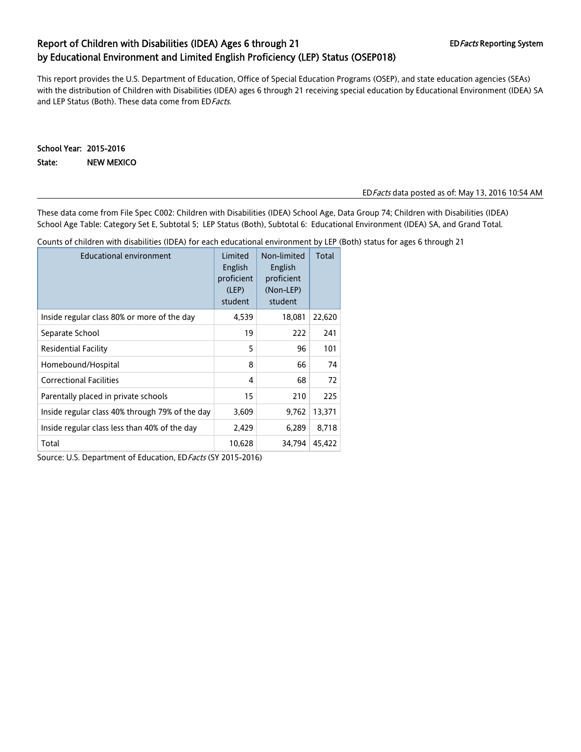## Report of Children with Disabilities (IDEA) Ages 6 through 21 by Educational Environment and Limited English Proficiency (LEP) Status (OSEP018)

ED*Facts* Reporting System

This report provides the U.S. Department of Education, Office of Special Education Programs (OSEP), and state education agencies (SEAs) with the distribution of Children with Disabilities (IDEA) ages 6 through 21 receiving special education by Educational Environment (IDEA) SA and LEP Status (Both). These data come from ED*Facts*.

**School Year: 2015-2016**

**State: NEW MEXICO**

ED*Facts* data posted as of: May 13, 2016 10:54 AM

These data come from File Spec C002: Children with Disabilities (IDEA) School Age, Data Group 74; Children with Disabilities (IDEA) School Age Table: Category Set E, Subtotal 5; LEP Status (Both), Subtotal 6: Educational Environment (IDEA) SA, and Grand Total.

Counts of children with disabilities (IDEA) for each educational environment by LEP (Both) status for ages 6 through 21

| Educational environment | Limited English proficient (LEP) student | Non-limited English proficient (Non-LEP) student | Total |
|---|---|---|---|
| Inside regular class 80% or more of the day | 4,539 | 18,081 | 22,620 |
| Separate School | 19 | 222 | 241 |
| Residential Facility | 5 | 96 | 101 |
| Homebound/Hospital | 8 | 66 | 74 |
| Correctional Facilities | 4 | 68 | 72 |
| Parentally placed in private schools | 15 | 210 | 225 |
| Inside regular class 40% through 79% of the day | 3,609 | 9,762 | 13,371 |
| Inside regular class less than 40% of the day | 2,429 | 6,289 | 8,718 |
| Total | 10,628 | 34,794 | 45,422 |

Source: U.S. Department of Education, ED*Facts* (SY 2015-2016)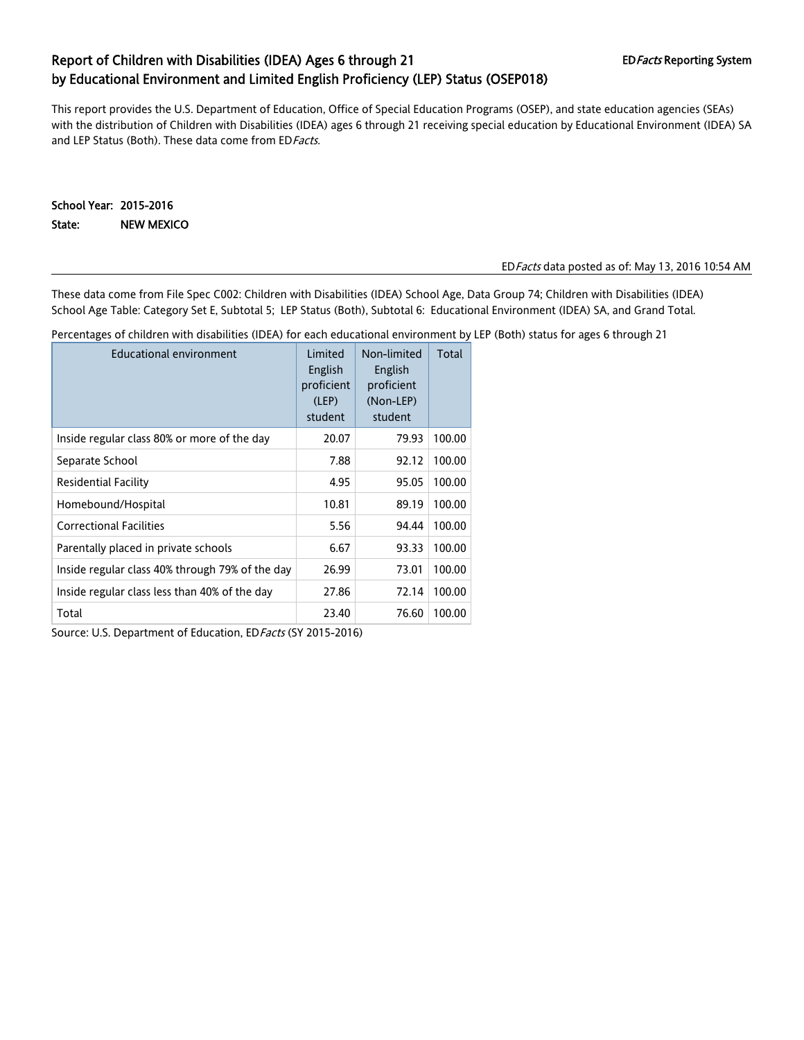# Report of Children with Disabilities (IDEA) Ages 6 through 21 by Educational Environment and Limited English Proficiency (LEP) Status (OSEP018)

ED*Facts* Reporting System

This report provides the U.S. Department of Education, Office of Special Education Programs (OSEP), and state education agencies (SEAs) with the distribution of Children with Disabilities (IDEA) ages 6 through 21 receiving special education by Educational Environment (IDEA) SA and LEP Status (Both). These data come from ED*Facts*.

**School Year:** **2015-2016**

**State:** **NEW MEXICO**

ED*Facts* data posted as of: May 13, 2016 10:54 AM

These data come from File Spec C002: Children with Disabilities (IDEA) School Age, Data Group 74; Children with Disabilities (IDEA) School Age Table: Category Set E, Subtotal 5; LEP Status (Both), Subtotal 6: Educational Environment (IDEA) SA, and Grand Total.

Percentages of children with disabilities (IDEA) for each educational environment by LEP (Both) status for ages 6 through 21

| Educational environment | Limited English proficient (LEP) student | Non-limited English proficient (Non-LEP) student | Total |
|---|---|---|---|
| Inside regular class 80% or more of the day | 20.07 | 79.93 | 100.00 |
| Separate School | 7.88 | 92.12 | 100.00 |
| Residential Facility | 4.95 | 95.05 | 100.00 |
| Homebound/Hospital | 10.81 | 89.19 | 100.00 |
| Correctional Facilities | 5.56 | 94.44 | 100.00 |
| Parentally placed in private schools | 6.67 | 93.33 | 100.00 |
| Inside regular class 40% through 79% of the day | 26.99 | 73.01 | 100.00 |
| Inside regular class less than 40% of the day | 27.86 | 72.14 | 100.00 |
| Total | 23.40 | 76.60 | 100.00 |

Source: U.S. Department of Education, ED*Facts* (SY 2015-2016)